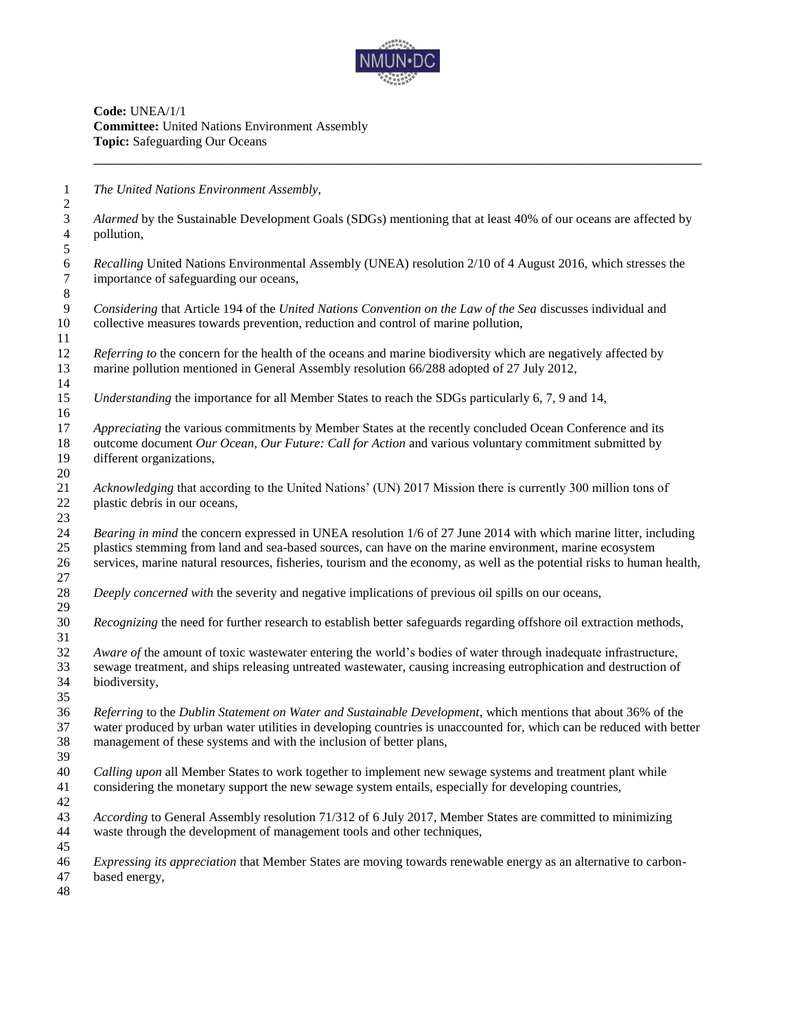**Code:** UNEA/1/1
**Committee:** United Nations Environment Assembly
**Topic:** Safeguarding Our Oceans

---

*The United Nations Environment Assembly,*

*Alarmed* by the Sustainable Development Goals (SDGs) mentioning that at least 40% of our oceans are affected by pollution,

*Recalling* United Nations Environmental Assembly (UNEA) resolution 2/10 of 4 August 2016, which stresses the importance of safeguarding our oceans,

*Considering* that Article 194 of the *United Nations Convention on the Law of the Sea* discusses individual and collective measures towards prevention, reduction and control of marine pollution,

*Referring to* the concern for the health of the oceans and marine biodiversity which are negatively affected by marine pollution mentioned in General Assembly resolution 66/288 adopted of 27 July 2012,

*Understanding* the importance for all Member States to reach the SDGs particularly 6, 7, 9 and 14,

*Appreciating* the various commitments by Member States at the recently concluded Ocean Conference and its outcome document *Our Ocean, Our Future: Call for Action* and various voluntary commitment submitted by different organizations,

*Acknowledging* that according to the United Nations' (UN) 2017 Mission there is currently 300 million tons of plastic debris in our oceans,

*Bearing in mind* the concern expressed in UNEA resolution 1/6 of 27 June 2014 with which marine litter, including plastics stemming from land and sea-based sources, can have on the marine environment, marine ecosystem services, marine natural resources, fisheries, tourism and the economy, as well as the potential risks to human health,

*Deeply concerned with* the severity and negative implications of previous oil spills on our oceans,

*Recognizing* the need for further research to establish better safeguards regarding offshore oil extraction methods,

*Aware of* the amount of toxic wastewater entering the world's bodies of water through inadequate infrastructure, sewage treatment, and ships releasing untreated wastewater, causing increasing eutrophication and destruction of biodiversity,

*Referring* to the *Dublin Statement on Water and Sustainable Development*, which mentions that about 36% of the water produced by urban water utilities in developing countries is unaccounted for, which can be reduced with better management of these systems and with the inclusion of better plans,

*Calling upon* all Member States to work together to implement new sewage systems and treatment plant while considering the monetary support the new sewage system entails, especially for developing countries,

*According* to General Assembly resolution 71/312 of 6 July 2017, Member States are committed to minimizing waste through the development of management tools and other techniques,

*Expressing its appreciation* that Member States are moving towards renewable energy as an alternative to carbon-based energy,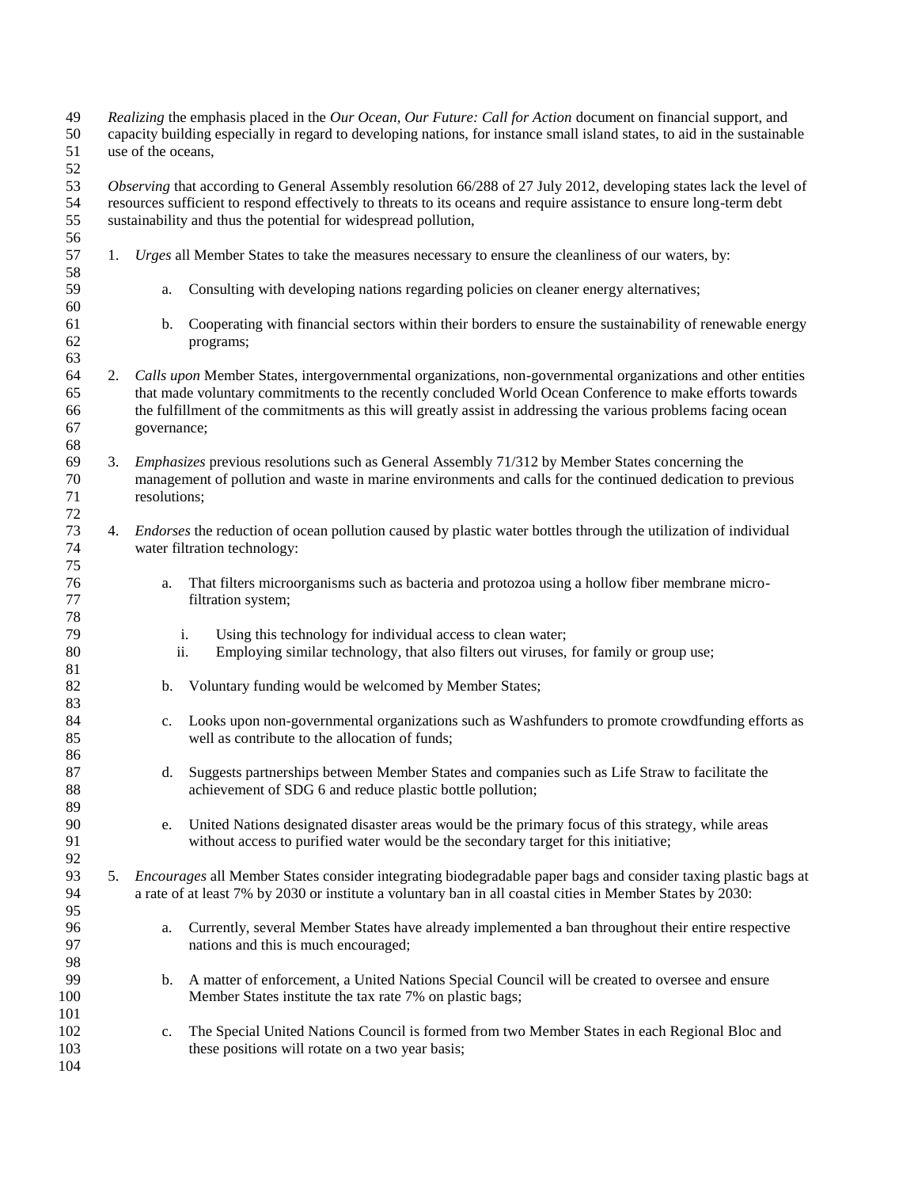*Realizing* the emphasis placed in the *Our Ocean, Our Future: Call for Action* document on financial support, and capacity building especially in regard to developing nations, for instance small island states, to aid in the sustainable use of the oceans,

*Observing* that according to General Assembly resolution 66/288 of 27 July 2012, developing states lack the level of resources sufficient to respond effectively to threats to its oceans and require assistance to ensure long-term debt sustainability and thus the potential for widespread pollution,

1. *Urges* all Member States to take the measures necessary to ensure the cleanliness of our waters, by:

    a. Consulting with developing nations regarding policies on cleaner energy alternatives;

    b. Cooperating with financial sectors within their borders to ensure the sustainability of renewable energy programs;

2. *Calls upon* Member States, intergovernmental organizations, non-governmental organizations and other entities that made voluntary commitments to the recently concluded World Ocean Conference to make efforts towards the fulfillment of the commitments as this will greatly assist in addressing the various problems facing ocean governance;

3. *Emphasizes* previous resolutions such as General Assembly 71/312 by Member States concerning the management of pollution and waste in marine environments and calls for the continued dedication to previous resolutions;

4. *Endorses* the reduction of ocean pollution caused by plastic water bottles through the utilization of individual water filtration technology:

    a. That filters microorganisms such as bacteria and protozoa using a hollow fiber membrane micro-filtration system;

        i. Using this technology for individual access to clean water;
        ii. Employing similar technology, that also filters out viruses, for family or group use;

    b. Voluntary funding would be welcomed by Member States;

    c. Looks upon non-governmental organizations such as Washfunders to promote crowdfunding efforts as well as contribute to the allocation of funds;

    d. Suggests partnerships between Member States and companies such as Life Straw to facilitate the achievement of SDG 6 and reduce plastic bottle pollution;

    e. United Nations designated disaster areas would be the primary focus of this strategy, while areas without access to purified water would be the secondary target for this initiative;

5. *Encourages* all Member States consider integrating biodegradable paper bags and consider taxing plastic bags at a rate of at least 7% by 2030 or institute a voluntary ban in all coastal cities in Member States by 2030:

    a. Currently, several Member States have already implemented a ban throughout their entire respective nations and this is much encouraged;

    b. A matter of enforcement, a United Nations Special Council will be created to oversee and ensure Member States institute the tax rate 7% on plastic bags;

    c. The Special United Nations Council is formed from two Member States in each Regional Bloc and these positions will rotate on a two year basis;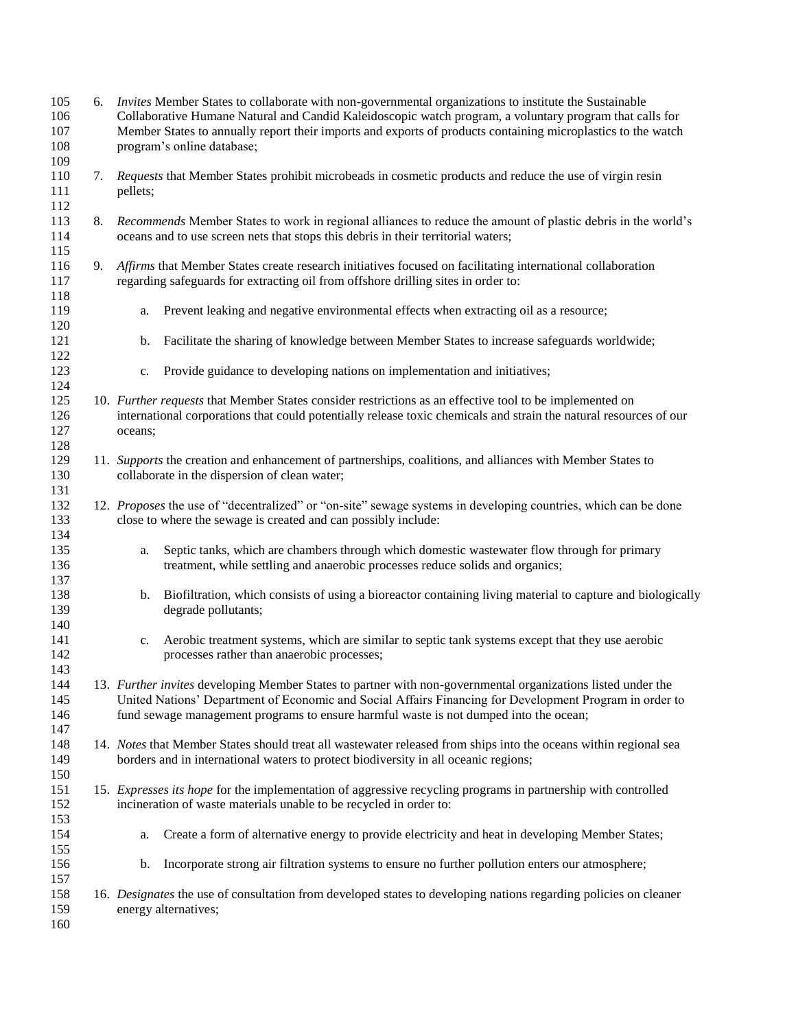6. *Invites* Member States to collaborate with non-governmental organizations to institute the Sustainable Collaborative Humane Natural and Candid Kaleidoscopic watch program, a voluntary program that calls for Member States to annually report their imports and exports of products containing microplastics to the watch program's online database;

7. *Requests* that Member States prohibit microbeads in cosmetic products and reduce the use of virgin resin pellets;

8. *Recommends* Member States to work in regional alliances to reduce the amount of plastic debris in the world's oceans and to use screen nets that stops this debris in their territorial waters;

9. *Affirms* that Member States create research initiatives focused on facilitating international collaboration regarding safeguards for extracting oil from offshore drilling sites in order to:

    a. Prevent leaking and negative environmental effects when extracting oil as a resource;

    b. Facilitate the sharing of knowledge between Member States to increase safeguards worldwide;

    c. Provide guidance to developing nations on implementation and initiatives;

10. *Further requests* that Member States consider restrictions as an effective tool to be implemented on international corporations that could potentially release toxic chemicals and strain the natural resources of our oceans;

11. *Supports* the creation and enhancement of partnerships, coalitions, and alliances with Member States to collaborate in the dispersion of clean water;

12. *Proposes* the use of "decentralized" or "on-site" sewage systems in developing countries, which can be done close to where the sewage is created and can possibly include:

    a. Septic tanks, which are chambers through which domestic wastewater flow through for primary treatment, while settling and anaerobic processes reduce solids and organics;

    b. Biofiltration, which consists of using a bioreactor containing living material to capture and biologically degrade pollutants;

    c. Aerobic treatment systems, which are similar to septic tank systems except that they use aerobic processes rather than anaerobic processes;

13. *Further invites* developing Member States to partner with non-governmental organizations listed under the United Nations' Department of Economic and Social Affairs Financing for Development Program in order to fund sewage management programs to ensure harmful waste is not dumped into the ocean;

14. *Notes* that Member States should treat all wastewater released from ships into the oceans within regional sea borders and in international waters to protect biodiversity in all oceanic regions;

15. *Expresses its hope* for the implementation of aggressive recycling programs in partnership with controlled incineration of waste materials unable to be recycled in order to:

    a. Create a form of alternative energy to provide electricity and heat in developing Member States;

    b. Incorporate strong air filtration systems to ensure no further pollution enters our atmosphere;

16. *Designates* the use of consultation from developed states to developing nations regarding policies on cleaner energy alternatives;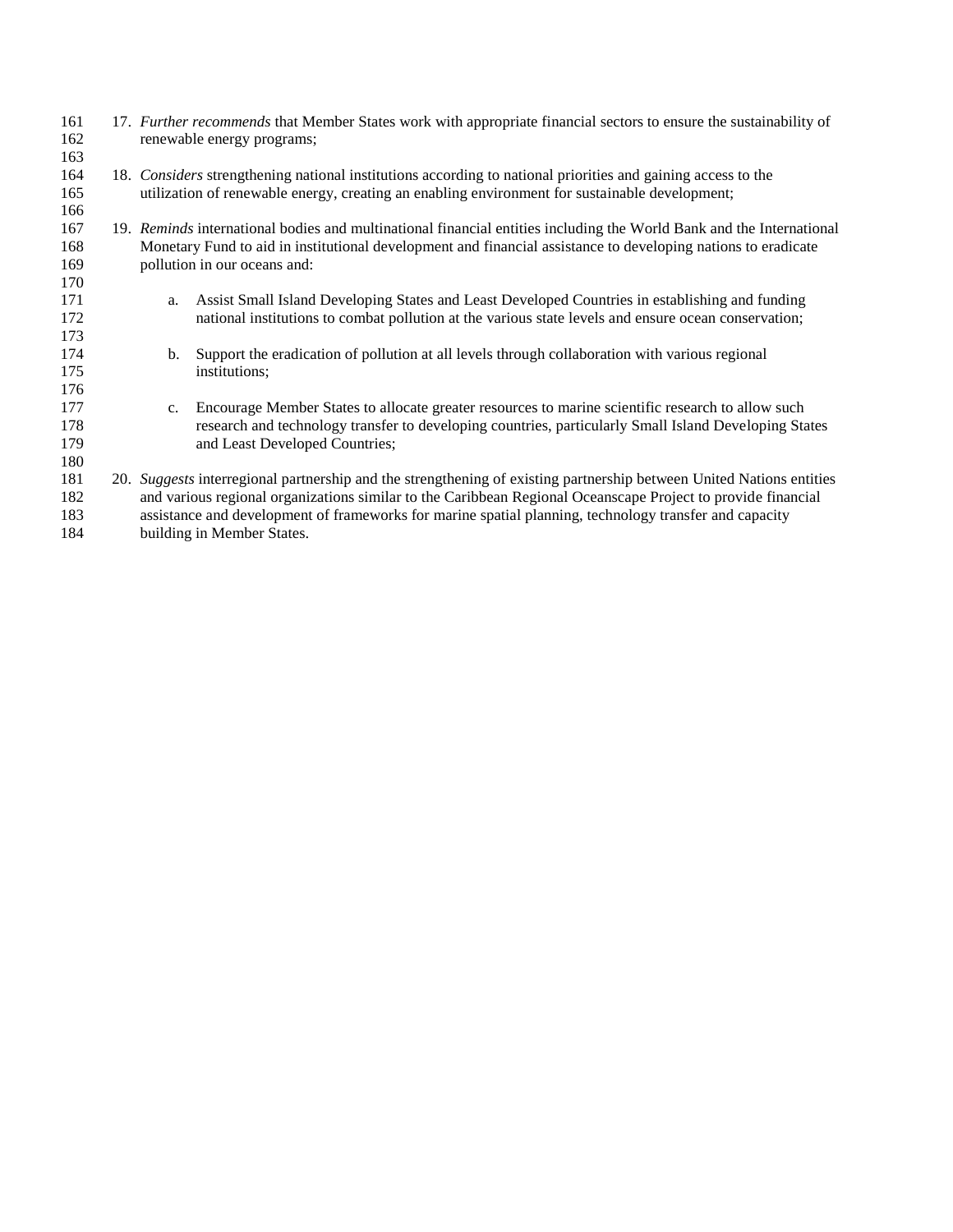17. *Further recommends* that Member States work with appropriate financial sectors to ensure the sustainability of renewable energy programs;

18. *Considers* strengthening national institutions according to national priorities and gaining access to the utilization of renewable energy, creating an enabling environment for sustainable development;

19. *Reminds* international bodies and multinational financial entities including the World Bank and the International Monetary Fund to aid in institutional development and financial assistance to developing nations to eradicate pollution in our oceans and:

    a. Assist Small Island Developing States and Least Developed Countries in establishing and funding national institutions to combat pollution at the various state levels and ensure ocean conservation;

    b. Support the eradication of pollution at all levels through collaboration with various regional institutions;

    c. Encourage Member States to allocate greater resources to marine scientific research to allow such research and technology transfer to developing countries, particularly Small Island Developing States and Least Developed Countries;

20. *Suggests* interregional partnership and the strengthening of existing partnership between United Nations entities and various regional organizations similar to the Caribbean Regional Oceanscape Project to provide financial assistance and development of frameworks for marine spatial planning, technology transfer and capacity building in Member States.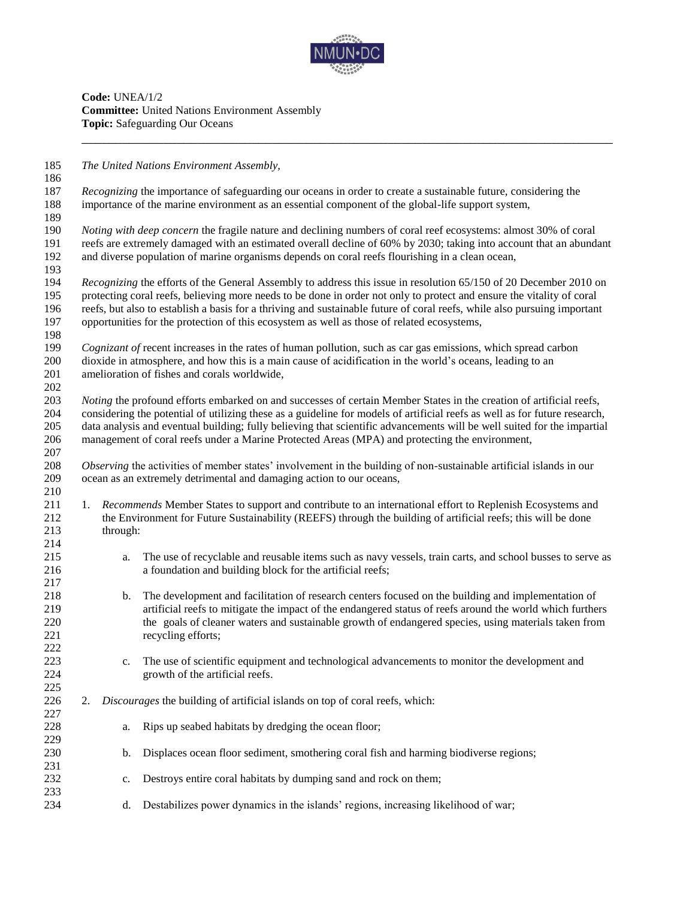**Code:** UNEA/1/2
**Committee:** United Nations Environment Assembly
**Topic:** Safeguarding Our Oceans

---

*The United Nations Environment Assembly,*

*Recognizing* the importance of safeguarding our oceans in order to create a sustainable future, considering the importance of the marine environment as an essential component of the global-life support system,

*Noting with deep concern* the fragile nature and declining numbers of coral reef ecosystems: almost 30% of coral reefs are extremely damaged with an estimated overall decline of 60% by 2030; taking into account that an abundant and diverse population of marine organisms depends on coral reefs flourishing in a clean ocean,

*Recognizing* the efforts of the General Assembly to address this issue in resolution 65/150 of 20 December 2010 on protecting coral reefs, believing more needs to be done in order not only to protect and ensure the vitality of coral reefs, but also to establish a basis for a thriving and sustainable future of coral reefs, while also pursuing important opportunities for the protection of this ecosystem as well as those of related ecosystems,

*Cognizant of* recent increases in the rates of human pollution, such as car gas emissions, which spread carbon dioxide in atmosphere, and how this is a main cause of acidification in the world's oceans, leading to an amelioration of fishes and corals worldwide,

*Noting* the profound efforts embarked on and successes of certain Member States in the creation of artificial reefs, considering the potential of utilizing these as a guideline for models of artificial reefs as well as for future research, data analysis and eventual building; fully believing that scientific advancements will be well suited for the impartial management of coral reefs under a Marine Protected Areas (MPA) and protecting the environment,

*Observing* the activities of member states' involvement in the building of non-sustainable artificial islands in our ocean as an extremely detrimental and damaging action to our oceans,

1. *Recommends* Member States to support and contribute to an international effort to Replenish Ecosystems and the Environment for Future Sustainability (REEFS) through the building of artificial reefs; this will be done through:

    a. The use of recyclable and reusable items such as navy vessels, train carts, and school busses to serve as a foundation and building block for the artificial reefs;

    b. The development and facilitation of research centers focused on the building and implementation of artificial reefs to mitigate the impact of the endangered status of reefs around the world which furthers the goals of cleaner waters and sustainable growth of endangered species, using materials taken from recycling efforts;

    c. The use of scientific equipment and technological advancements to monitor the development and growth of the artificial reefs.

2. *Discourages* the building of artificial islands on top of coral reefs, which:

    a. Rips up seabed habitats by dredging the ocean floor;

    b. Displaces ocean floor sediment, smothering coral fish and harming biodiverse regions;

    c. Destroys entire coral habitats by dumping sand and rock on them;

    d. Destabilizes power dynamics in the islands' regions, increasing likelihood of war;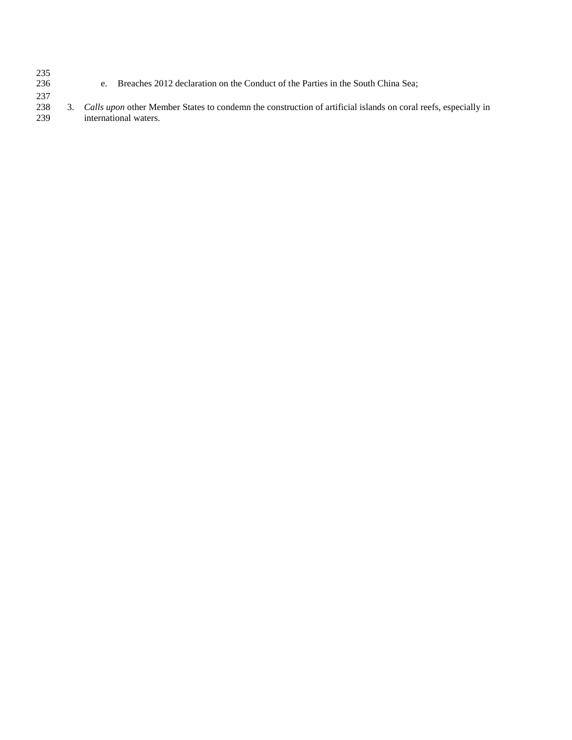e. Breaches 2012 declaration on the Conduct of the Parties in the South China Sea;

3. *Calls upon* other Member States to condemn the construction of artificial islands on coral reefs, especially in international waters.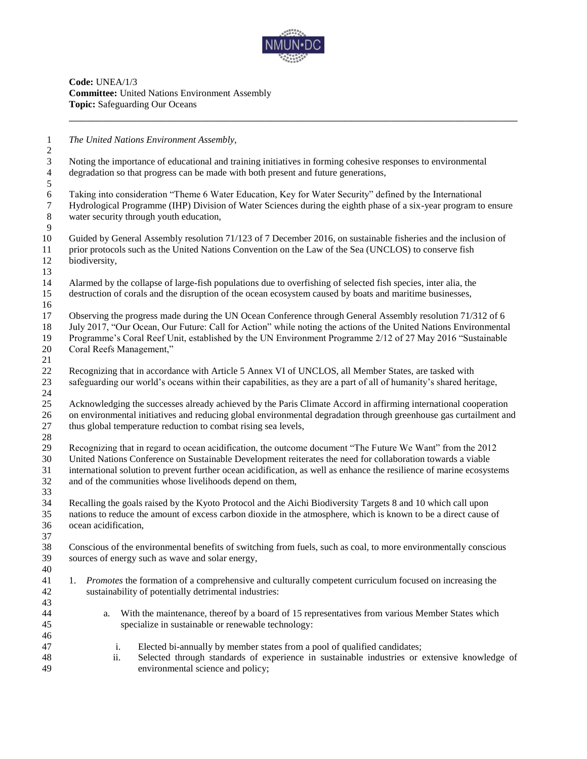**Code:** UNEA/1/3
**Committee:** United Nations Environment Assembly
**Topic:** Safeguarding Our Oceans

---

*The United Nations Environment Assembly,*

Noting the importance of educational and training initiatives in forming cohesive responses to environmental degradation so that progress can be made with both present and future generations,

Taking into consideration "Theme 6 Water Education, Key for Water Security" defined by the International Hydrological Programme (IHP) Division of Water Sciences during the eighth phase of a six-year program to ensure water security through youth education,

Guided by General Assembly resolution 71/123 of 7 December 2016, on sustainable fisheries and the inclusion of prior protocols such as the United Nations Convention on the Law of the Sea (UNCLOS) to conserve fish biodiversity,

Alarmed by the collapse of large-fish populations due to overfishing of selected fish species, inter alia, the destruction of corals and the disruption of the ocean ecosystem caused by boats and maritime businesses,

Observing the progress made during the UN Ocean Conference through General Assembly resolution 71/312 of 6 July 2017, "Our Ocean, Our Future: Call for Action" while noting the actions of the United Nations Environmental Programme's Coral Reef Unit, established by the UN Environment Programme 2/12 of 27 May 2016 "Sustainable Coral Reefs Management,"

Recognizing that in accordance with Article 5 Annex VI of UNCLOS, all Member States, are tasked with safeguarding our world's oceans within their capabilities, as they are a part of all of humanity's shared heritage,

Acknowledging the successes already achieved by the Paris Climate Accord in affirming international cooperation on environmental initiatives and reducing global environmental degradation through greenhouse gas curtailment and thus global temperature reduction to combat rising sea levels,

Recognizing that in regard to ocean acidification, the outcome document "The Future We Want" from the 2012 United Nations Conference on Sustainable Development reiterates the need for collaboration towards a viable international solution to prevent further ocean acidification, as well as enhance the resilience of marine ecosystems and of the communities whose livelihoods depend on them,

Recalling the goals raised by the Kyoto Protocol and the Aichi Biodiversity Targets 8 and 10 which call upon nations to reduce the amount of excess carbon dioxide in the atmosphere, which is known to be a direct cause of ocean acidification,

Conscious of the environmental benefits of switching from fuels, such as coal, to more environmentally conscious sources of energy such as wave and solar energy,

1. *Promotes* the formation of a comprehensive and culturally competent curriculum focused on increasing the sustainability of potentially detrimental industries:

    a. With the maintenance, thereof by a board of 15 representatives from various Member States which specialize in sustainable or renewable technology:

        i. Elected bi-annually by member states from a pool of qualified candidates;
        ii. Selected through standards of experience in sustainable industries or extensive knowledge of environmental science and policy;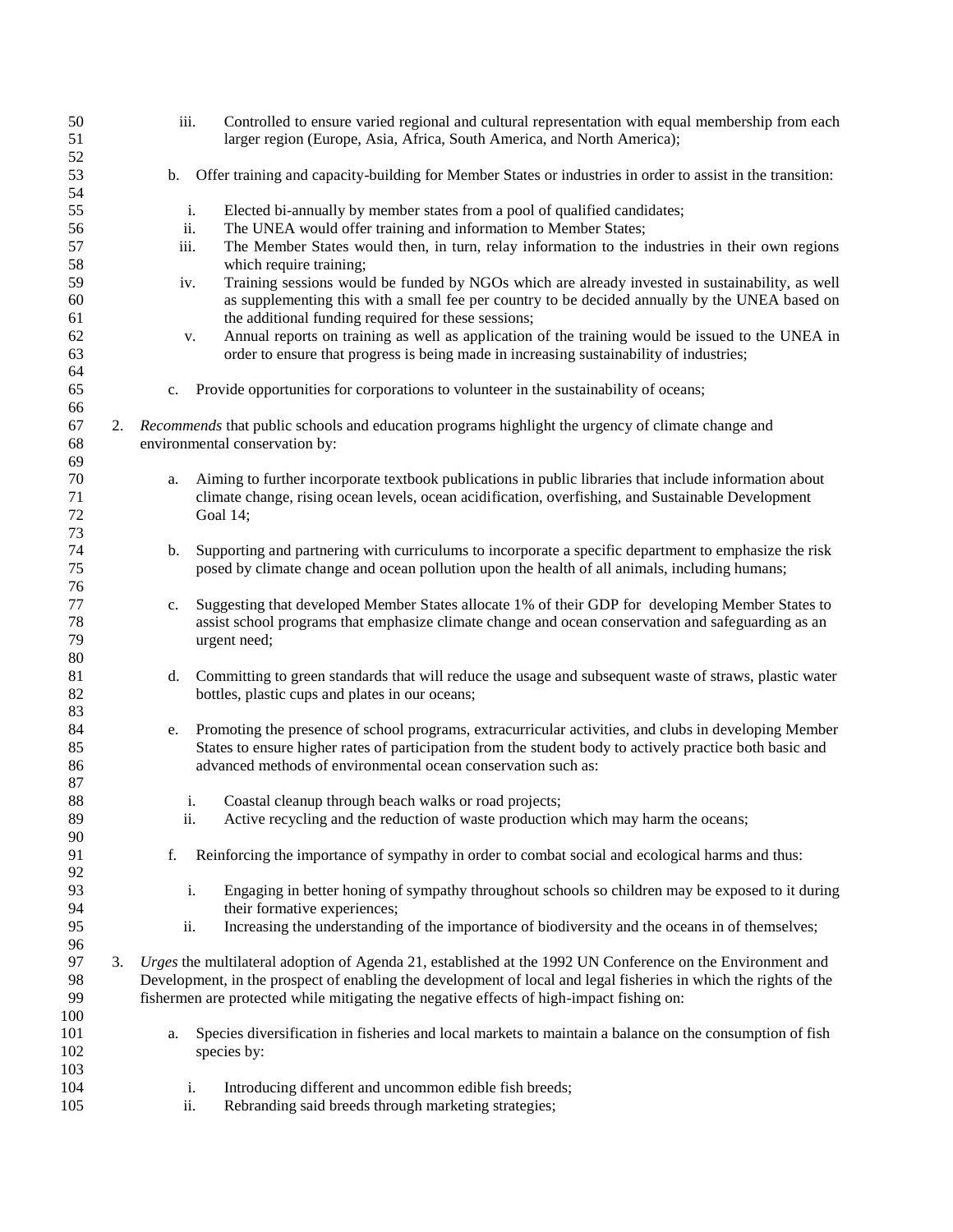iii. Controlled to ensure varied regional and cultural representation with equal membership from each larger region (Europe, Asia, Africa, South America, and North America);

b. Offer training and capacity-building for Member States or industries in order to assist in the transition:

i. Elected bi-annually by member states from a pool of qualified candidates;
ii. The UNEA would offer training and information to Member States;
iii. The Member States would then, in turn, relay information to the industries in their own regions which require training;
iv. Training sessions would be funded by NGOs which are already invested in sustainability, as well as supplementing this with a small fee per country to be decided annually by the UNEA based on the additional funding required for these sessions;
v. Annual reports on training as well as application of the training would be issued to the UNEA in order to ensure that progress is being made in increasing sustainability of industries;

c. Provide opportunities for corporations to volunteer in the sustainability of oceans;

2. *Recommends* that public schools and education programs highlight the urgency of climate change and environmental conservation by:

a. Aiming to further incorporate textbook publications in public libraries that include information about climate change, rising ocean levels, ocean acidification, overfishing, and Sustainable Development Goal 14;

b. Supporting and partnering with curriculums to incorporate a specific department to emphasize the risk posed by climate change and ocean pollution upon the health of all animals, including humans;

c. Suggesting that developed Member States allocate 1% of their GDP for developing Member States to assist school programs that emphasize climate change and ocean conservation and safeguarding as an urgent need;

d. Committing to green standards that will reduce the usage and subsequent waste of straws, plastic water bottles, plastic cups and plates in our oceans;

e. Promoting the presence of school programs, extracurricular activities, and clubs in developing Member States to ensure higher rates of participation from the student body to actively practice both basic and advanced methods of environmental ocean conservation such as:

i. Coastal cleanup through beach walks or road projects;
ii. Active recycling and the reduction of waste production which may harm the oceans;

f. Reinforcing the importance of sympathy in order to combat social and ecological harms and thus:

i. Engaging in better honing of sympathy throughout schools so children may be exposed to it during their formative experiences;
ii. Increasing the understanding of the importance of biodiversity and the oceans in of themselves;

3. *Urges* the multilateral adoption of Agenda 21, established at the 1992 UN Conference on the Environment and Development, in the prospect of enabling the development of local and legal fisheries in which the rights of the fishermen are protected while mitigating the negative effects of high-impact fishing on:

a. Species diversification in fisheries and local markets to maintain a balance on the consumption of fish species by:

i. Introducing different and uncommon edible fish breeds;
ii. Rebranding said breeds through marketing strategies;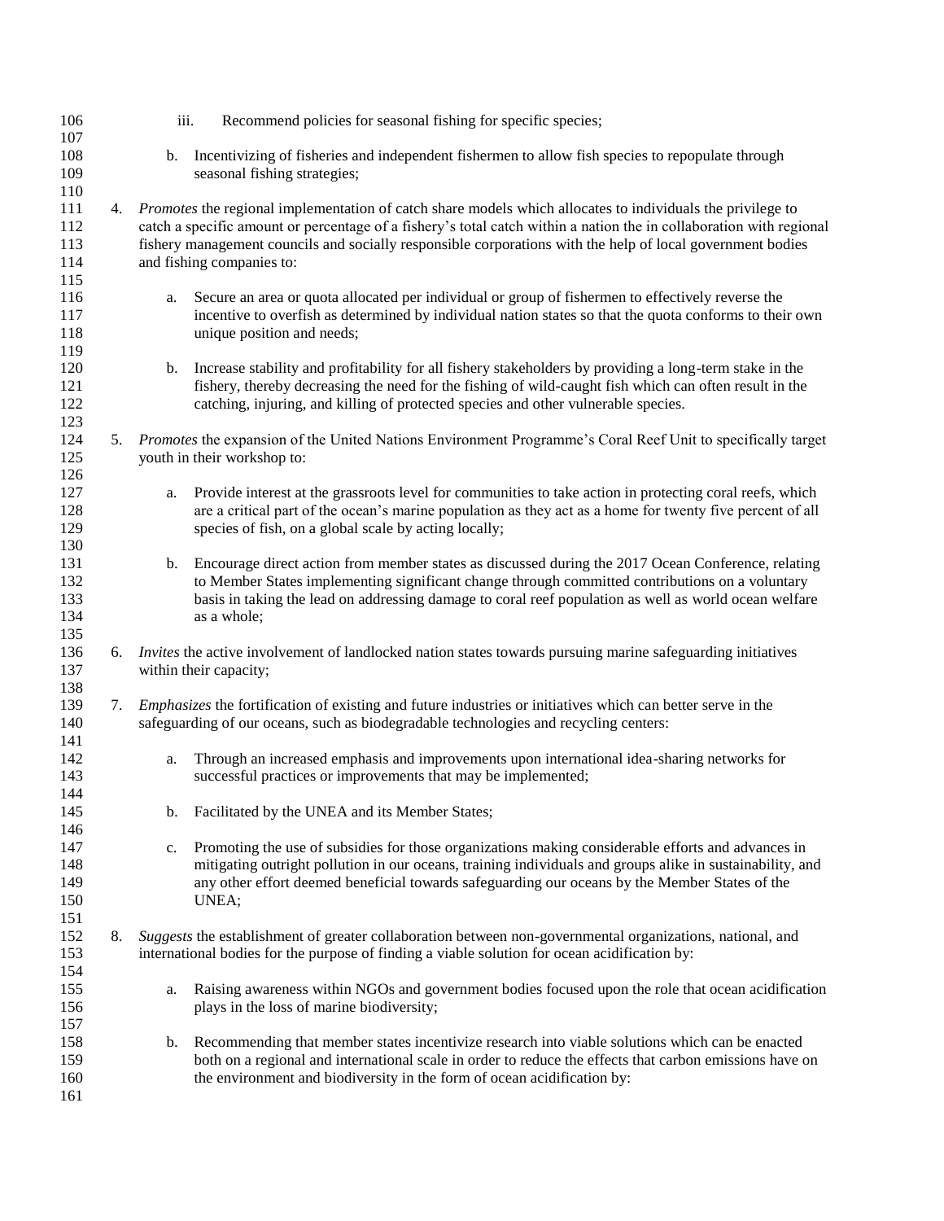iii. Recommend policies for seasonal fishing for specific species;

b. Incentivizing of fisheries and independent fishermen to allow fish species to repopulate through seasonal fishing strategies;

4. *Promotes* the regional implementation of catch share models which allocates to individuals the privilege to catch a specific amount or percentage of a fishery's total catch within a nation the in collaboration with regional fishery management councils and socially responsible corporations with the help of local government bodies and fishing companies to:

   a. Secure an area or quota allocated per individual or group of fishermen to effectively reverse the incentive to overfish as determined by individual nation states so that the quota conforms to their own unique position and needs;

   b. Increase stability and profitability for all fishery stakeholders by providing a long-term stake in the fishery, thereby decreasing the need for the fishing of wild-caught fish which can often result in the catching, injuring, and killing of protected species and other vulnerable species.

5. *Promotes* the expansion of the United Nations Environment Programme's Coral Reef Unit to specifically target youth in their workshop to:

   a. Provide interest at the grassroots level for communities to take action in protecting coral reefs, which are a critical part of the ocean's marine population as they act as a home for twenty five percent of all species of fish, on a global scale by acting locally;

   b. Encourage direct action from member states as discussed during the 2017 Ocean Conference, relating to Member States implementing significant change through committed contributions on a voluntary basis in taking the lead on addressing damage to coral reef population as well as world ocean welfare as a whole;

6. *Invites* the active involvement of landlocked nation states towards pursuing marine safeguarding initiatives within their capacity;

7. *Emphasizes* the fortification of existing and future industries or initiatives which can better serve in the safeguarding of our oceans, such as biodegradable technologies and recycling centers:

   a. Through an increased emphasis and improvements upon international idea-sharing networks for successful practices or improvements that may be implemented;

   b. Facilitated by the UNEA and its Member States;

   c. Promoting the use of subsidies for those organizations making considerable efforts and advances in mitigating outright pollution in our oceans, training individuals and groups alike in sustainability, and any other effort deemed beneficial towards safeguarding our oceans by the Member States of the UNEA;

8. *Suggests* the establishment of greater collaboration between non-governmental organizations, national, and international bodies for the purpose of finding a viable solution for ocean acidification by:

   a. Raising awareness within NGOs and government bodies focused upon the role that ocean acidification plays in the loss of marine biodiversity;

   b. Recommending that member states incentivize research into viable solutions which can be enacted both on a regional and international scale in order to reduce the effects that carbon emissions have on the environment and biodiversity in the form of ocean acidification by: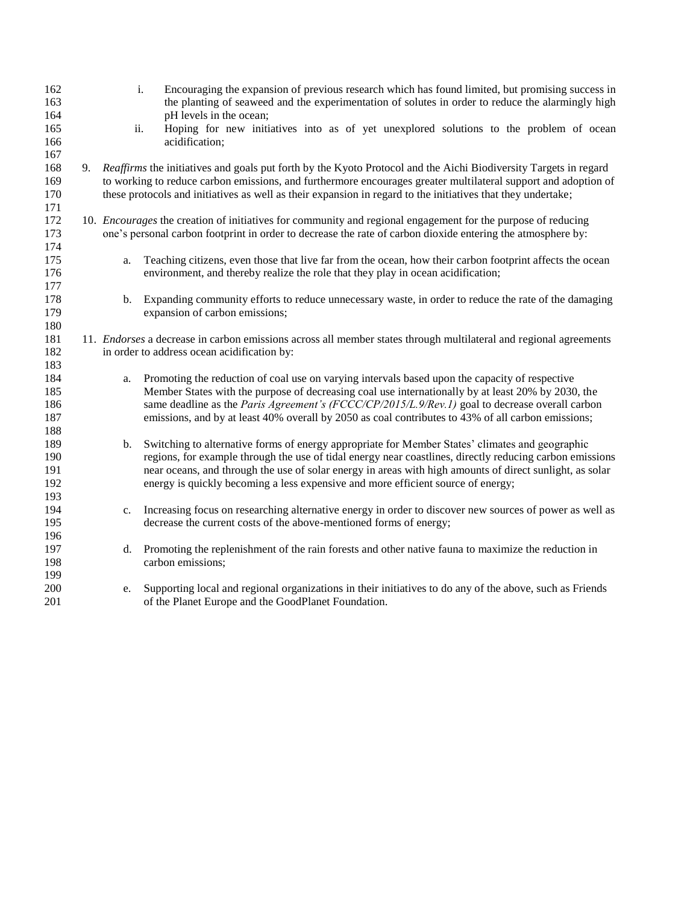i. Encouraging the expansion of previous research which has found limited, but promising success in the planting of seaweed and the experimentation of solutes in order to reduce the alarmingly high pH levels in the ocean;

ii. Hoping for new initiatives into as of yet unexplored solutions to the problem of ocean acidification;

9. *Reaffirms* the initiatives and goals put forth by the Kyoto Protocol and the Aichi Biodiversity Targets in regard to working to reduce carbon emissions, and furthermore encourages greater multilateral support and adoption of these protocols and initiatives as well as their expansion in regard to the initiatives that they undertake;

10. *Encourages* the creation of initiatives for community and regional engagement for the purpose of reducing one's personal carbon footprint in order to decrease the rate of carbon dioxide entering the atmosphere by:

    a. Teaching citizens, even those that live far from the ocean, how their carbon footprint affects the ocean environment, and thereby realize the role that they play in ocean acidification;

    b. Expanding community efforts to reduce unnecessary waste, in order to reduce the rate of the damaging expansion of carbon emissions;

11. *Endorses* a decrease in carbon emissions across all member states through multilateral and regional agreements in order to address ocean acidification by:

    a. Promoting the reduction of coal use on varying intervals based upon the capacity of respective Member States with the purpose of decreasing coal use internationally by at least 20% by 2030, the same deadline as the *Paris Agreement's (FCCC/CP/2015/L.9/Rev.1)* goal to decrease overall carbon emissions, and by at least 40% overall by 2050 as coal contributes to 43% of all carbon emissions;

    b. Switching to alternative forms of energy appropriate for Member States' climates and geographic regions, for example through the use of tidal energy near coastlines, directly reducing carbon emissions near oceans, and through the use of solar energy in areas with high amounts of direct sunlight, as solar energy is quickly becoming a less expensive and more efficient source of energy;

    c. Increasing focus on researching alternative energy in order to discover new sources of power as well as decrease the current costs of the above-mentioned forms of energy;

    d. Promoting the replenishment of the rain forests and other native fauna to maximize the reduction in carbon emissions;

    e. Supporting local and regional organizations in their initiatives to do any of the above, such as Friends of the Planet Europe and the GoodPlanet Foundation.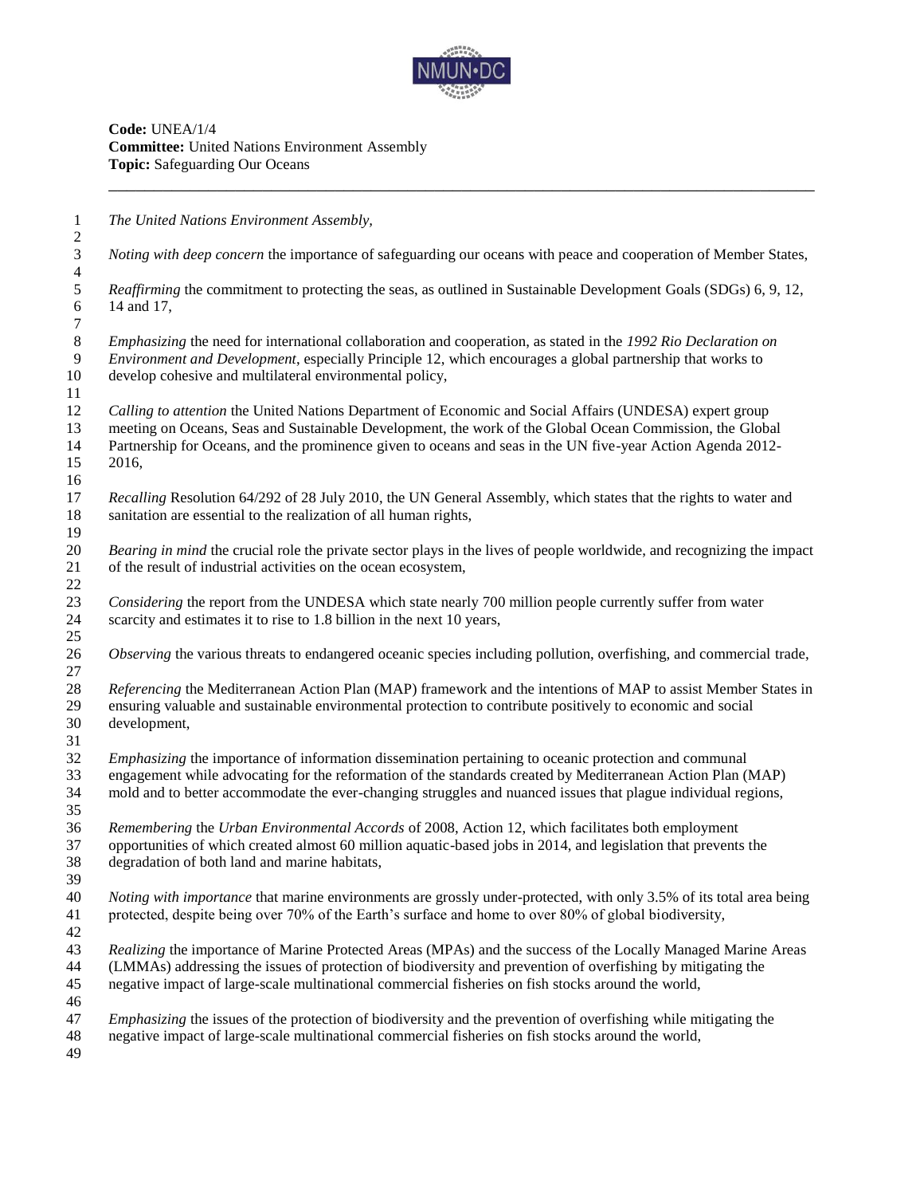**Code:** UNEA/1/4
**Committee:** United Nations Environment Assembly
**Topic:** Safeguarding Our Oceans

---

*The United Nations Environment Assembly,*

*Noting with deep concern* the importance of safeguarding our oceans with peace and cooperation of Member States,

*Reaffirming* the commitment to protecting the seas, as outlined in Sustainable Development Goals (SDGs) 6, 9, 12, 14 and 17,

*Emphasizing* the need for international collaboration and cooperation, as stated in the *1992 Rio Declaration on Environment and Development*, especially Principle 12, which encourages a global partnership that works to develop cohesive and multilateral environmental policy,

*Calling to attention* the United Nations Department of Economic and Social Affairs (UNDESA) expert group meeting on Oceans, Seas and Sustainable Development, the work of the Global Ocean Commission, the Global Partnership for Oceans, and the prominence given to oceans and seas in the UN five-year Action Agenda 2012-2016,

*Recalling* Resolution 64/292 of 28 July 2010, the UN General Assembly, which states that the rights to water and sanitation are essential to the realization of all human rights,

*Bearing in mind* the crucial role the private sector plays in the lives of people worldwide, and recognizing the impact of the result of industrial activities on the ocean ecosystem,

*Considering* the report from the UNDESA which state nearly 700 million people currently suffer from water scarcity and estimates it to rise to 1.8 billion in the next 10 years,

*Observing* the various threats to endangered oceanic species including pollution, overfishing, and commercial trade,

*Referencing* the Mediterranean Action Plan (MAP) framework and the intentions of MAP to assist Member States in ensuring valuable and sustainable environmental protection to contribute positively to economic and social development,

*Emphasizing* the importance of information dissemination pertaining to oceanic protection and communal engagement while advocating for the reformation of the standards created by Mediterranean Action Plan (MAP) mold and to better accommodate the ever-changing struggles and nuanced issues that plague individual regions,

*Remembering* the *Urban Environmental Accords* of 2008, Action 12, which facilitates both employment opportunities of which created almost 60 million aquatic-based jobs in 2014, and legislation that prevents the degradation of both land and marine habitats,

*Noting with importance* that marine environments are grossly under-protected, with only 3.5% of its total area being protected, despite being over 70% of the Earth's surface and home to over 80% of global biodiversity,

*Realizing* the importance of Marine Protected Areas (MPAs) and the success of the Locally Managed Marine Areas (LMMAs) addressing the issues of protection of biodiversity and prevention of overfishing by mitigating the negative impact of large-scale multinational commercial fisheries on fish stocks around the world,

*Emphasizing* the issues of the protection of biodiversity and the prevention of overfishing while mitigating the negative impact of large-scale multinational commercial fisheries on fish stocks around the world,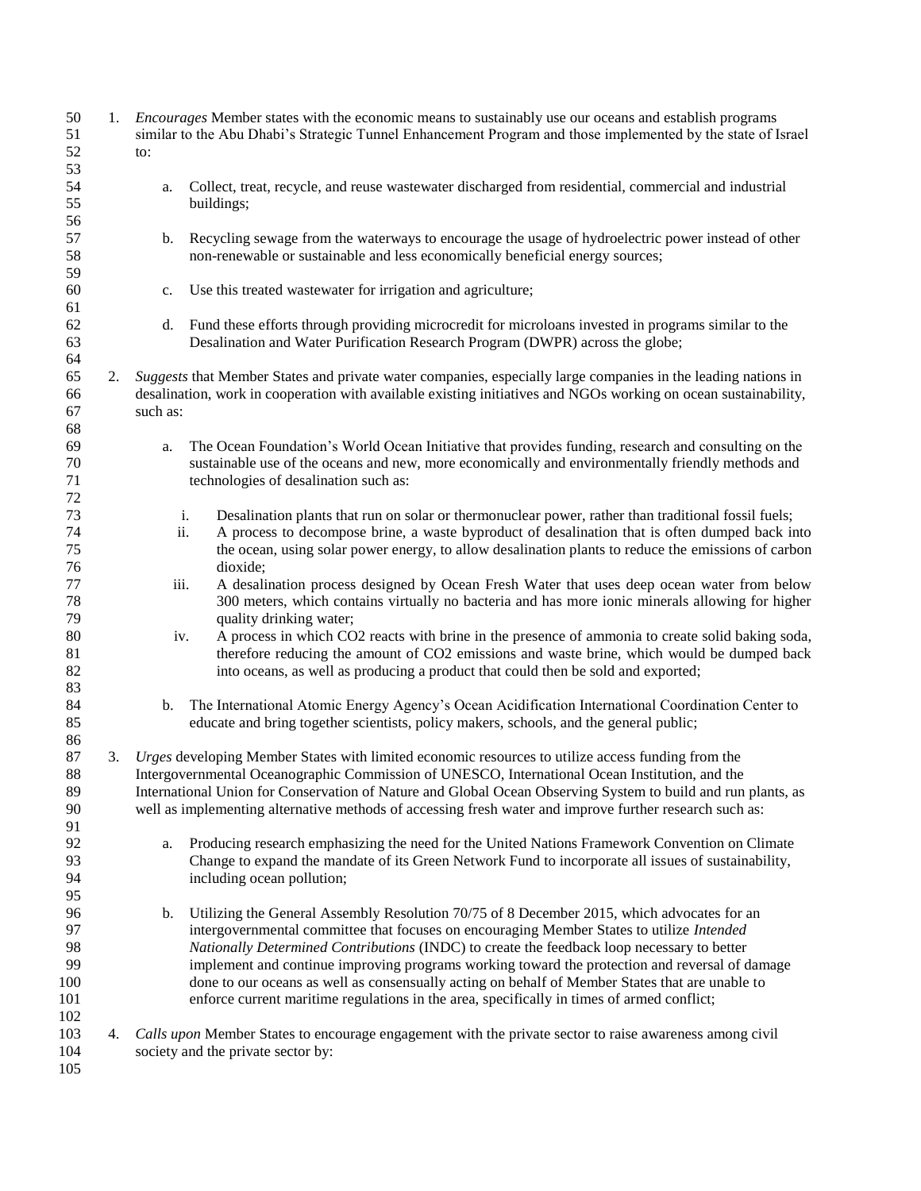1. *Encourages* Member states with the economic means to sustainably use our oceans and establish programs similar to the Abu Dhabi's Strategic Tunnel Enhancement Program and those implemented by the state of Israel to:

    a. Collect, treat, recycle, and reuse wastewater discharged from residential, commercial and industrial buildings;

    b. Recycling sewage from the waterways to encourage the usage of hydroelectric power instead of other non-renewable or sustainable and less economically beneficial energy sources;

    c. Use this treated wastewater for irrigation and agriculture;

    d. Fund these efforts through providing microcredit for microloans invested in programs similar to the Desalination and Water Purification Research Program (DWPR) across the globe;

2. *Suggests* that Member States and private water companies, especially large companies in the leading nations in desalination, work in cooperation with available existing initiatives and NGOs working on ocean sustainability, such as:

    a. The Ocean Foundation's World Ocean Initiative that provides funding, research and consulting on the sustainable use of the oceans and new, more economically and environmentally friendly methods and technologies of desalination such as:

        i. Desalination plants that run on solar or thermonuclear power, rather than traditional fossil fuels;
        ii. A process to decompose brine, a waste byproduct of desalination that is often dumped back into the ocean, using solar power energy, to allow desalination plants to reduce the emissions of carbon dioxide;
        iii. A desalination process designed by Ocean Fresh Water that uses deep ocean water from below 300 meters, which contains virtually no bacteria and has more ionic minerals allowing for higher quality drinking water;
        iv. A process in which $CO_2$ reacts with brine in the presence of ammonia to create solid baking soda, therefore reducing the amount of $CO_2$ emissions and waste brine, which would be dumped back into oceans, as well as producing a product that could then be sold and exported;

    b. The International Atomic Energy Agency's Ocean Acidification International Coordination Center to educate and bring together scientists, policy makers, schools, and the general public;

3. *Urges* developing Member States with limited economic resources to utilize access funding from the Intergovernmental Oceanographic Commission of UNESCO, International Ocean Institution, and the International Union for Conservation of Nature and Global Ocean Observing System to build and run plants, as well as implementing alternative methods of accessing fresh water and improve further research such as:

    a. Producing research emphasizing the need for the United Nations Framework Convention on Climate Change to expand the mandate of its Green Network Fund to incorporate all issues of sustainability, including ocean pollution;

    b. Utilizing the General Assembly Resolution 70/75 of 8 December 2015, which advocates for an intergovernmental committee that focuses on encouraging Member States to utilize *Intended Nationally Determined Contributions* (INDC) to create the feedback loop necessary to better implement and continue improving programs working toward the protection and reversal of damage done to our oceans as well as consensually acting on behalf of Member States that are unable to enforce current maritime regulations in the area, specifically in times of armed conflict;

4. *Calls upon* Member States to encourage engagement with the private sector to raise awareness among civil society and the private sector by: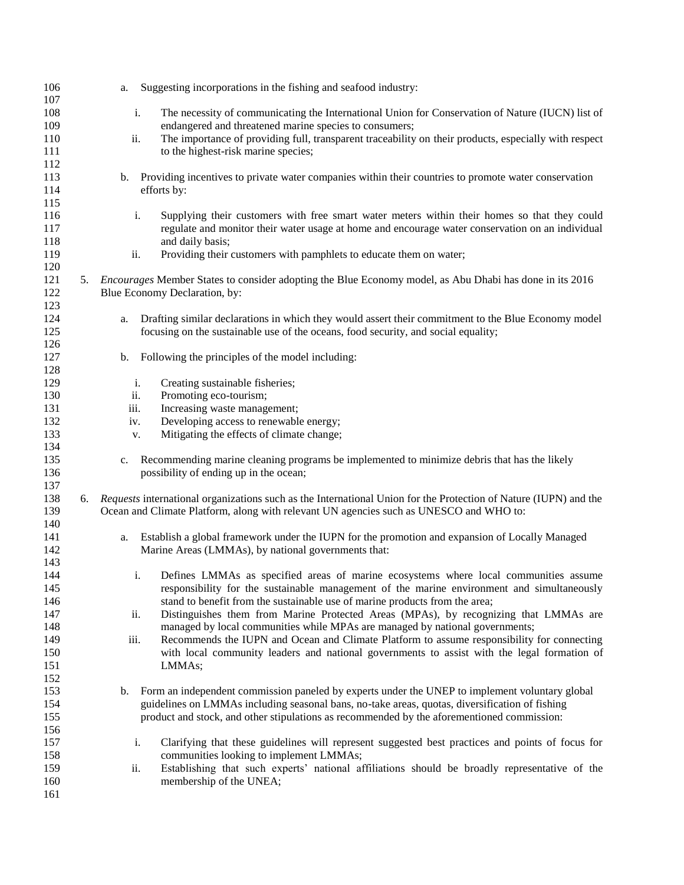a. Suggesting incorporations in the fishing and seafood industry:

   i. The necessity of communicating the International Union for Conservation of Nature (IUCN) list of endangered and threatened marine species to consumers;
   ii. The importance of providing full, transparent traceability on their products, especially with respect to the highest-risk marine species;

b. Providing incentives to private water companies within their countries to promote water conservation efforts by:

   i. Supplying their customers with free smart water meters within their homes so that they could regulate and monitor their water usage at home and encourage water conservation on an individual and daily basis;
   ii. Providing their customers with pamphlets to educate them on water;

5. *Encourages* Member States to consider adopting the Blue Economy model, as Abu Dhabi has done in its 2016 Blue Economy Declaration, by:

   a. Drafting similar declarations in which they would assert their commitment to the Blue Economy model focusing on the sustainable use of the oceans, food security, and social equality;

   b. Following the principles of the model including:

      i. Creating sustainable fisheries;
      ii. Promoting eco-tourism;
      iii. Increasing waste management;
      iv. Developing access to renewable energy;
      v. Mitigating the effects of climate change;

   c. Recommending marine cleaning programs be implemented to minimize debris that has the likely possibility of ending up in the ocean;

6. *Requests* international organizations such as the International Union for the Protection of Nature (IUPN) and the Ocean and Climate Platform, along with relevant UN agencies such as UNESCO and WHO to:

   a. Establish a global framework under the IUPN for the promotion and expansion of Locally Managed Marine Areas (LMMAs), by national governments that:

      i. Defines LMMAs as specified areas of marine ecosystems where local communities assume responsibility for the sustainable management of the marine environment and simultaneously stand to benefit from the sustainable use of marine products from the area;
      ii. Distinguishes them from Marine Protected Areas (MPAs), by recognizing that LMMAs are managed by local communities while MPAs are managed by national governments;
      iii. Recommends the IUPN and Ocean and Climate Platform to assume responsibility for connecting with local community leaders and national governments to assist with the legal formation of LMMAs;

   b. Form an independent commission paneled by experts under the UNEP to implement voluntary global guidelines on LMMAs including seasonal bans, no-take areas, quotas, diversification of fishing product and stock, and other stipulations as recommended by the aforementioned commission:

      i. Clarifying that these guidelines will represent suggested best practices and points of focus for communities looking to implement LMMAs;
      ii. Establishing that such experts' national affiliations should be broadly representative of the membership of the UNEA;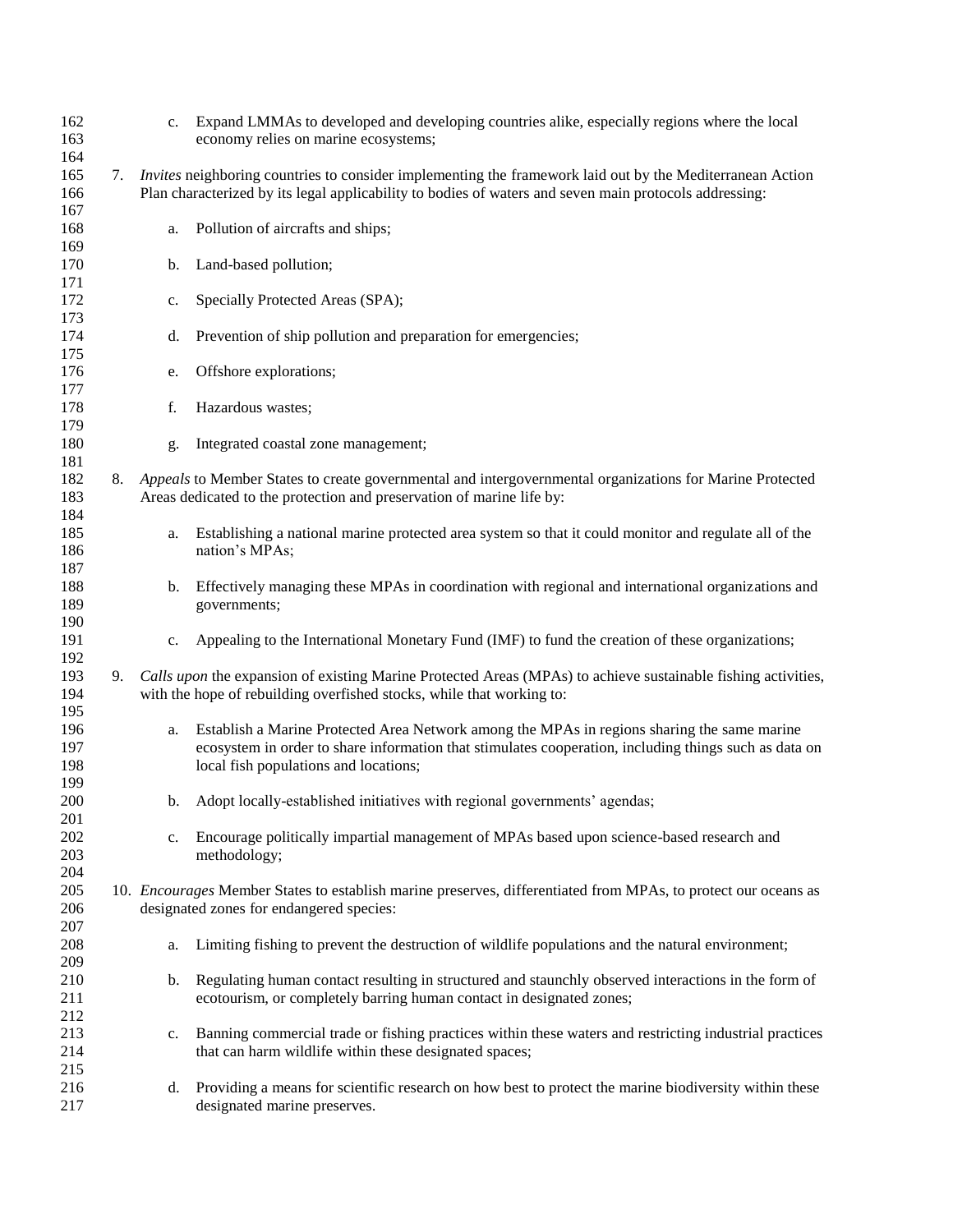c. Expand LMMAs to developed and developing countries alike, especially regions where the local economy relies on marine ecosystems;

7. *Invites* neighboring countries to consider implementing the framework laid out by the Mediterranean Action Plan characterized by its legal applicability to bodies of waters and seven main protocols addressing:

    a. Pollution of aircrafts and ships;

    b. Land-based pollution;

    c. Specially Protected Areas (SPA);

    d. Prevention of ship pollution and preparation for emergencies;

    e. Offshore explorations;

    f. Hazardous wastes;

    g. Integrated coastal zone management;

8. *Appeals* to Member States to create governmental and intergovernmental organizations for Marine Protected Areas dedicated to the protection and preservation of marine life by:

    a. Establishing a national marine protected area system so that it could monitor and regulate all of the nation's MPAs;

    b. Effectively managing these MPAs in coordination with regional and international organizations and governments;

    c. Appealing to the International Monetary Fund (IMF) to fund the creation of these organizations;

9. *Calls upon* the expansion of existing Marine Protected Areas (MPAs) to achieve sustainable fishing activities, with the hope of rebuilding overfished stocks, while that working to:

    a. Establish a Marine Protected Area Network among the MPAs in regions sharing the same marine ecosystem in order to share information that stimulates cooperation, including things such as data on local fish populations and locations;

    b. Adopt locally-established initiatives with regional governments' agendas;

    c. Encourage politically impartial management of MPAs based upon science-based research and methodology;

10. *Encourages* Member States to establish marine preserves, differentiated from MPAs, to protect our oceans as designated zones for endangered species:

    a. Limiting fishing to prevent the destruction of wildlife populations and the natural environment;

    b. Regulating human contact resulting in structured and staunchly observed interactions in the form of ecotourism, or completely barring human contact in designated zones;

    c. Banning commercial trade or fishing practices within these waters and restricting industrial practices that can harm wildlife within these designated spaces;

    d. Providing a means for scientific research on how best to protect the marine biodiversity within these designated marine preserves.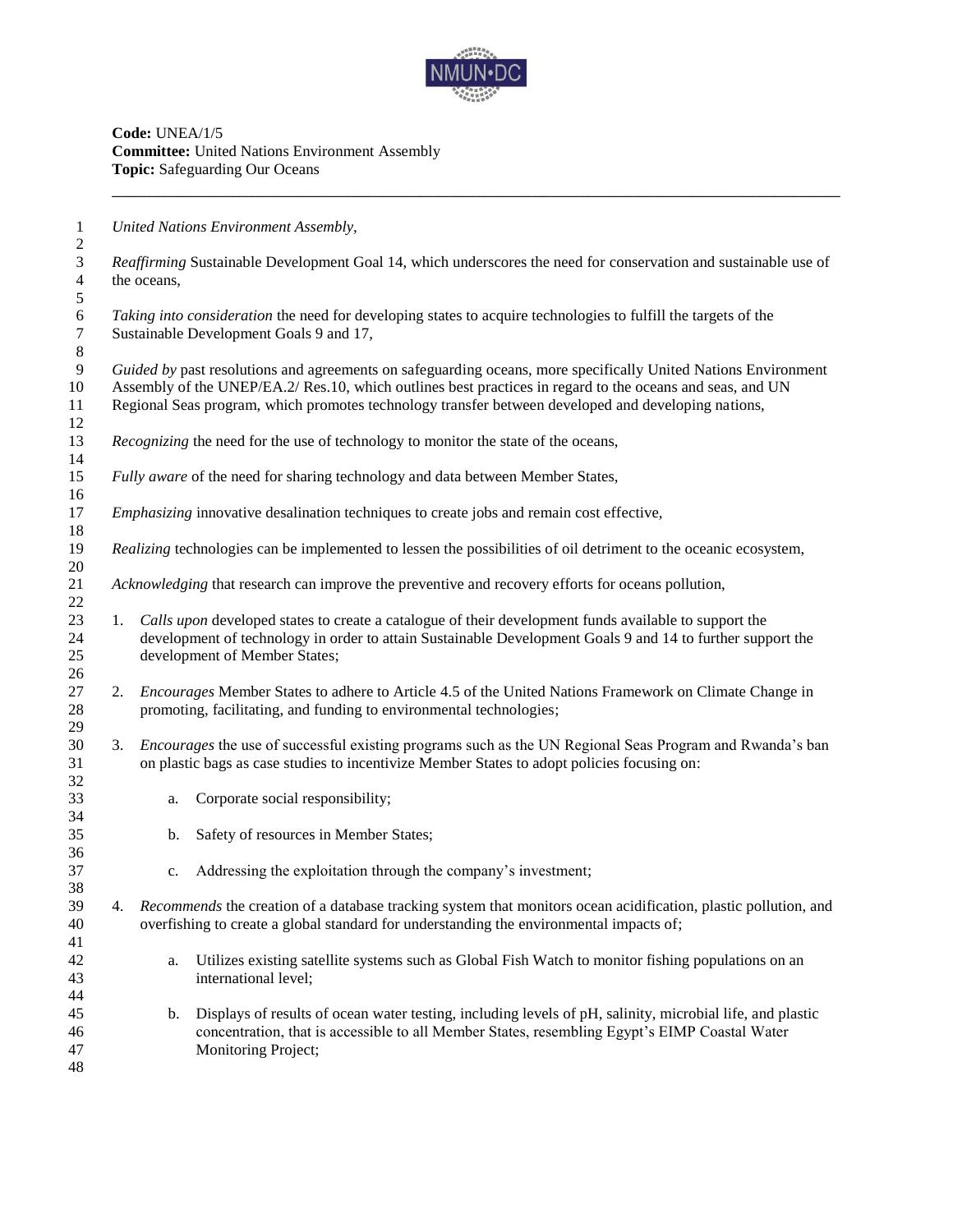**Code:** UNEA/1/5
**Committee:** United Nations Environment Assembly
**Topic:** Safeguarding Our Oceans

---

*United Nations Environment Assembly,*

*Reaffirming* Sustainable Development Goal 14, which underscores the need for conservation and sustainable use of the oceans,

*Taking into consideration* the need for developing states to acquire technologies to fulfill the targets of the Sustainable Development Goals 9 and 17,

*Guided by* past resolutions and agreements on safeguarding oceans, more specifically United Nations Environment Assembly of the UNEP/EA.2/ Res.10, which outlines best practices in regard to the oceans and seas, and UN Regional Seas program, which promotes technology transfer between developed and developing nations,

*Recognizing* the need for the use of technology to monitor the state of the oceans,

*Fully aware* of the need for sharing technology and data between Member States,

*Emphasizing* innovative desalination techniques to create jobs and remain cost effective,

*Realizing* technologies can be implemented to lessen the possibilities of oil detriment to the oceanic ecosystem,

*Acknowledging* that research can improve the preventive and recovery efforts for oceans pollution,

1. *Calls upon* developed states to create a catalogue of their development funds available to support the development of technology in order to attain Sustainable Development Goals 9 and 14 to further support the development of Member States;

2. *Encourages* Member States to adhere to Article 4.5 of the United Nations Framework on Climate Change in promoting, facilitating, and funding to environmental technologies;

3. *Encourages* the use of successful existing programs such as the UN Regional Seas Program and Rwanda's ban on plastic bags as case studies to incentivize Member States to adopt policies focusing on:

    a. Corporate social responsibility;

    b. Safety of resources in Member States;

    c. Addressing the exploitation through the company's investment;

4. *Recommends* the creation of a database tracking system that monitors ocean acidification, plastic pollution, and overfishing to create a global standard for understanding the environmental impacts of;

    a. Utilizes existing satellite systems such as Global Fish Watch to monitor fishing populations on an international level;

    b. Displays of results of ocean water testing, including levels of pH, salinity, microbial life, and plastic concentration, that is accessible to all Member States, resembling Egypt's EIMP Coastal Water Monitoring Project;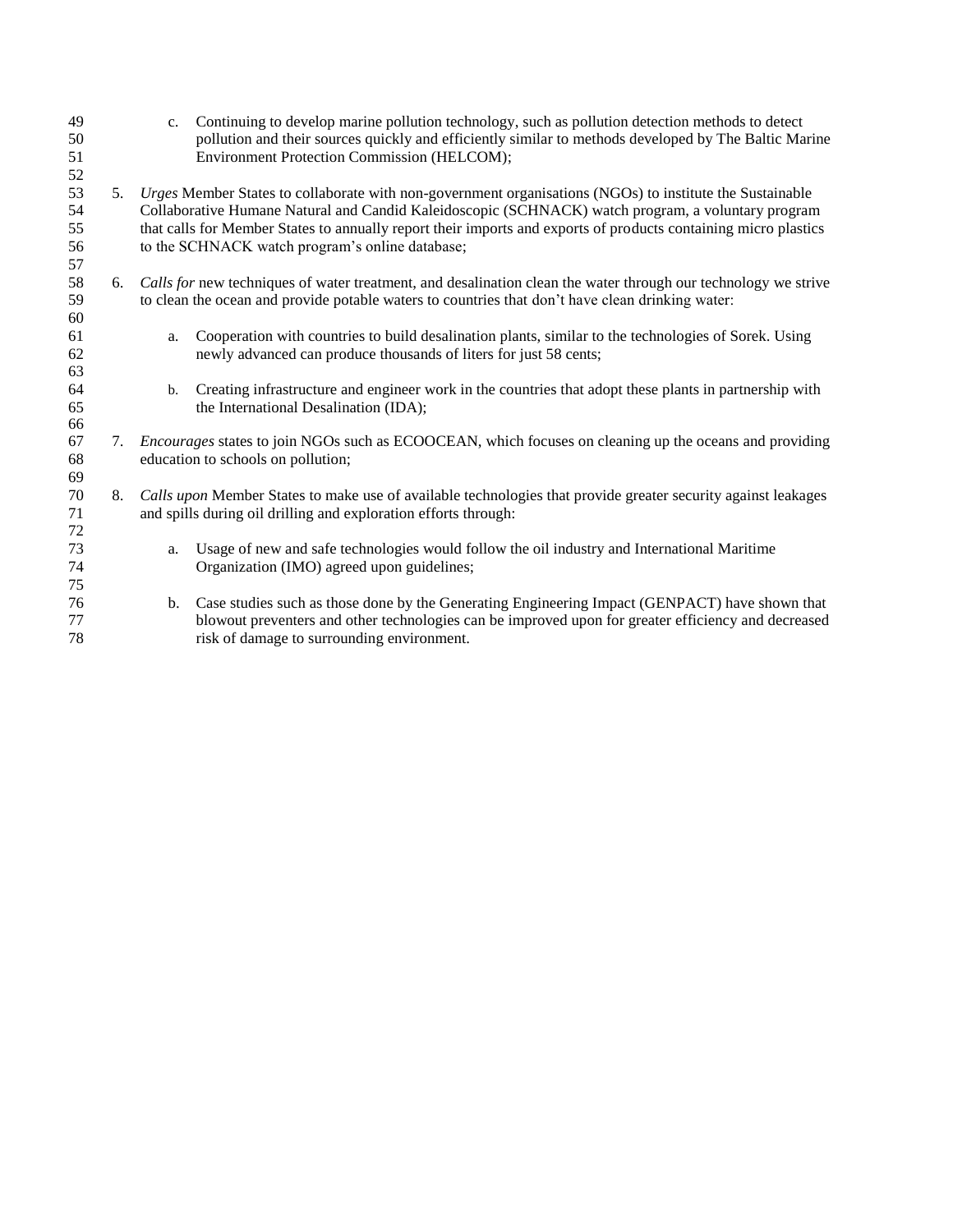c. Continuing to develop marine pollution technology, such as pollution detection methods to detect pollution and their sources quickly and efficiently similar to methods developed by The Baltic Marine Environment Protection Commission (HELCOM);

5. *Urges* Member States to collaborate with non-government organisations (NGOs) to institute the Sustainable Collaborative Humane Natural and Candid Kaleidoscopic (SCHNACK) watch program, a voluntary program that calls for Member States to annually report their imports and exports of products containing micro plastics to the SCHNACK watch program's online database;

6. *Calls for* new techniques of water treatment, and desalination clean the water through our technology we strive to clean the ocean and provide potable waters to countries that don't have clean drinking water:

   a. Cooperation with countries to build desalination plants, similar to the technologies of Sorek. Using newly advanced can produce thousands of liters for just 58 cents;

   b. Creating infrastructure and engineer work in the countries that adopt these plants in partnership with the International Desalination (IDA);

7. *Encourages* states to join NGOs such as ECOOCEAN, which focuses on cleaning up the oceans and providing education to schools on pollution;

8. *Calls upon* Member States to make use of available technologies that provide greater security against leakages and spills during oil drilling and exploration efforts through:

   a. Usage of new and safe technologies would follow the oil industry and International Maritime Organization (IMO) agreed upon guidelines;

   b. Case studies such as those done by the Generating Engineering Impact (GENPACT) have shown that blowout preventers and other technologies can be improved upon for greater efficiency and decreased risk of damage to surrounding environment.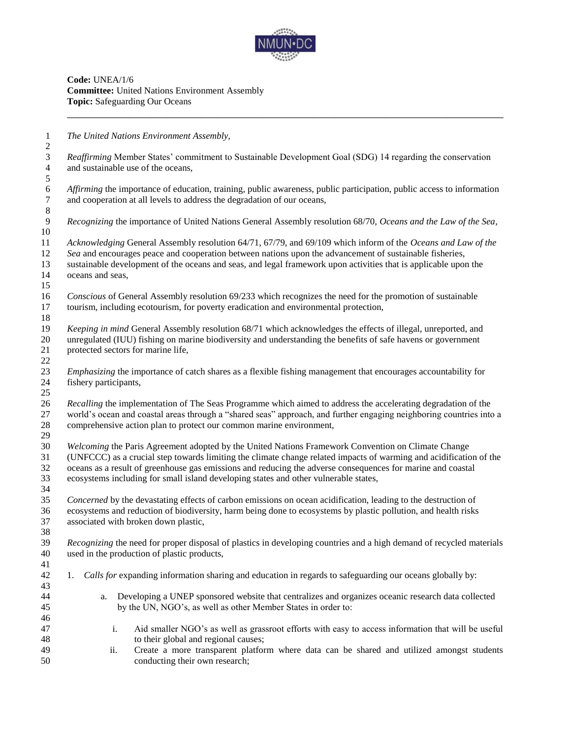**Code:** UNEA/1/6
**Committee:** United Nations Environment Assembly
**Topic:** Safeguarding Our Oceans

---

*The United Nations Environment Assembly,*

*Reaffirming* Member States' commitment to Sustainable Development Goal (SDG) 14 regarding the conservation and sustainable use of the oceans,

*Affirming* the importance of education, training, public awareness, public participation, public access to information and cooperation at all levels to address the degradation of our oceans,

*Recognizing* the importance of United Nations General Assembly resolution 68/70, *Oceans and the Law of the Sea*,

*Acknowledging* General Assembly resolution 64/71, 67/79, and 69/109 which inform of the *Oceans and Law of the Sea* and encourages peace and cooperation between nations upon the advancement of sustainable fisheries, sustainable development of the oceans and seas, and legal framework upon activities that is applicable upon the oceans and seas,

*Conscious* of General Assembly resolution 69/233 which recognizes the need for the promotion of sustainable tourism, including ecotourism, for poverty eradication and environmental protection,

*Keeping in mind* General Assembly resolution 68/71 which acknowledges the effects of illegal, unreported, and unregulated (IUU) fishing on marine biodiversity and understanding the benefits of safe havens or government protected sectors for marine life,

*Emphasizing* the importance of catch shares as a flexible fishing management that encourages accountability for fishery participants,

*Recalling* the implementation of The Seas Programme which aimed to address the accelerating degradation of the world's ocean and coastal areas through a "shared seas" approach, and further engaging neighboring countries into a comprehensive action plan to protect our common marine environment,

*Welcoming* the Paris Agreement adopted by the United Nations Framework Convention on Climate Change (UNFCCC) as a crucial step towards limiting the climate change related impacts of warming and acidification of the oceans as a result of greenhouse gas emissions and reducing the adverse consequences for marine and coastal ecosystems including for small island developing states and other vulnerable states,

*Concerned* by the devastating effects of carbon emissions on ocean acidification, leading to the destruction of ecosystems and reduction of biodiversity, harm being done to ecosystems by plastic pollution, and health risks associated with broken down plastic,

*Recognizing* the need for proper disposal of plastics in developing countries and a high demand of recycled materials used in the production of plastic products,

1. *Calls for* expanding information sharing and education in regards to safeguarding our oceans globally by:

    a. Developing a UNEP sponsored website that centralizes and organizes oceanic research data collected by the UN, NGO's, as well as other Member States in order to:

        i. Aid smaller NGO's as well as grassroot efforts with easy to access information that will be useful to their global and regional causes;

        ii. Create a more transparent platform where data can be shared and utilized amongst students conducting their own research;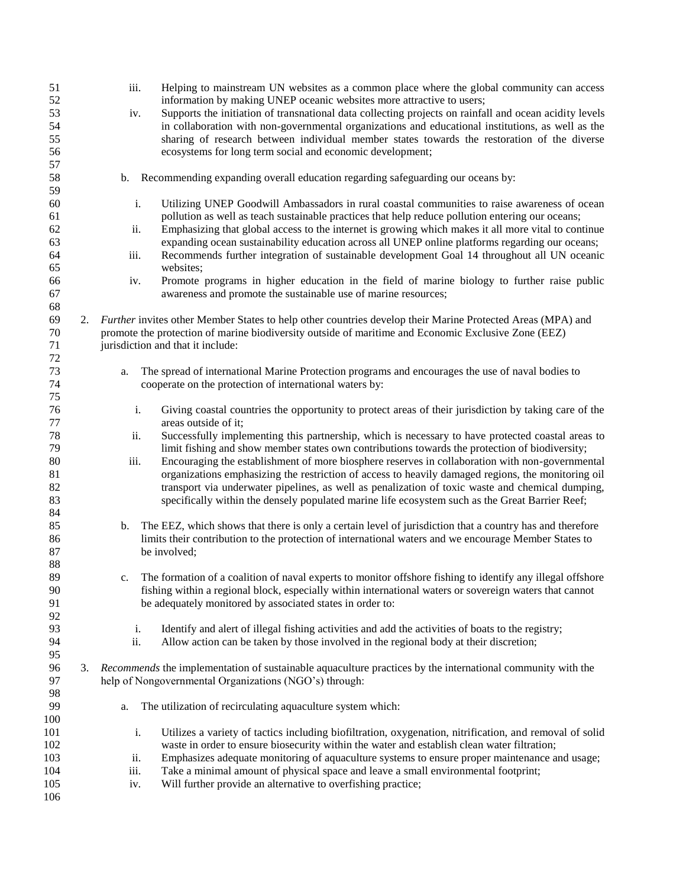iii. Helping to mainstream UN websites as a common place where the global community can access information by making UNEP oceanic websites more attractive to users;
iv. Supports the initiation of transnational data collecting projects on rainfall and ocean acidity levels in collaboration with non-governmental organizations and educational institutions, as well as the sharing of research between individual member states towards the restoration of the diverse ecosystems for long term social and economic development;

b. Recommending expanding overall education regarding safeguarding our oceans by:

i. Utilizing UNEP Goodwill Ambassadors in rural coastal communities to raise awareness of ocean pollution as well as teach sustainable practices that help reduce pollution entering our oceans;
ii. Emphasizing that global access to the internet is growing which makes it all more vital to continue expanding ocean sustainability education across all UNEP online platforms regarding our oceans;
iii. Recommends further integration of sustainable development Goal 14 throughout all UN oceanic websites;
iv. Promote programs in higher education in the field of marine biology to further raise public awareness and promote the sustainable use of marine resources;

2. *Further* invites other Member States to help other countries develop their Marine Protected Areas (MPA) and promote the protection of marine biodiversity outside of maritime and Economic Exclusive Zone (EEZ) jurisdiction and that it include:

a. The spread of international Marine Protection programs and encourages the use of naval bodies to cooperate on the protection of international waters by:

i. Giving coastal countries the opportunity to protect areas of their jurisdiction by taking care of the areas outside of it;
ii. Successfully implementing this partnership, which is necessary to have protected coastal areas to limit fishing and show member states own contributions towards the protection of biodiversity;
iii. Encouraging the establishment of more biosphere reserves in collaboration with non-governmental organizations emphasizing the restriction of access to heavily damaged regions, the monitoring oil transport via underwater pipelines, as well as penalization of toxic waste and chemical dumping, specifically within the densely populated marine life ecosystem such as the Great Barrier Reef;

b. The EEZ, which shows that there is only a certain level of jurisdiction that a country has and therefore limits their contribution to the protection of international waters and we encourage Member States to be involved;

c. The formation of a coalition of naval experts to monitor offshore fishing to identify any illegal offshore fishing within a regional block, especially within international waters or sovereign waters that cannot be adequately monitored by associated states in order to:

i. Identify and alert of illegal fishing activities and add the activities of boats to the registry;
ii. Allow action can be taken by those involved in the regional body at their discretion;

3. *Recommends* the implementation of sustainable aquaculture practices by the international community with the help of Nongovernmental Organizations (NGO's) through:

a. The utilization of recirculating aquaculture system which:

i. Utilizes a variety of tactics including biofiltration, oxygenation, nitrification, and removal of solid waste in order to ensure biosecurity within the water and establish clean water filtration;
ii. Emphasizes adequate monitoring of aquaculture systems to ensure proper maintenance and usage;
iii. Take a minimal amount of physical space and leave a small environmental footprint;
iv. Will further provide an alternative to overfishing practice;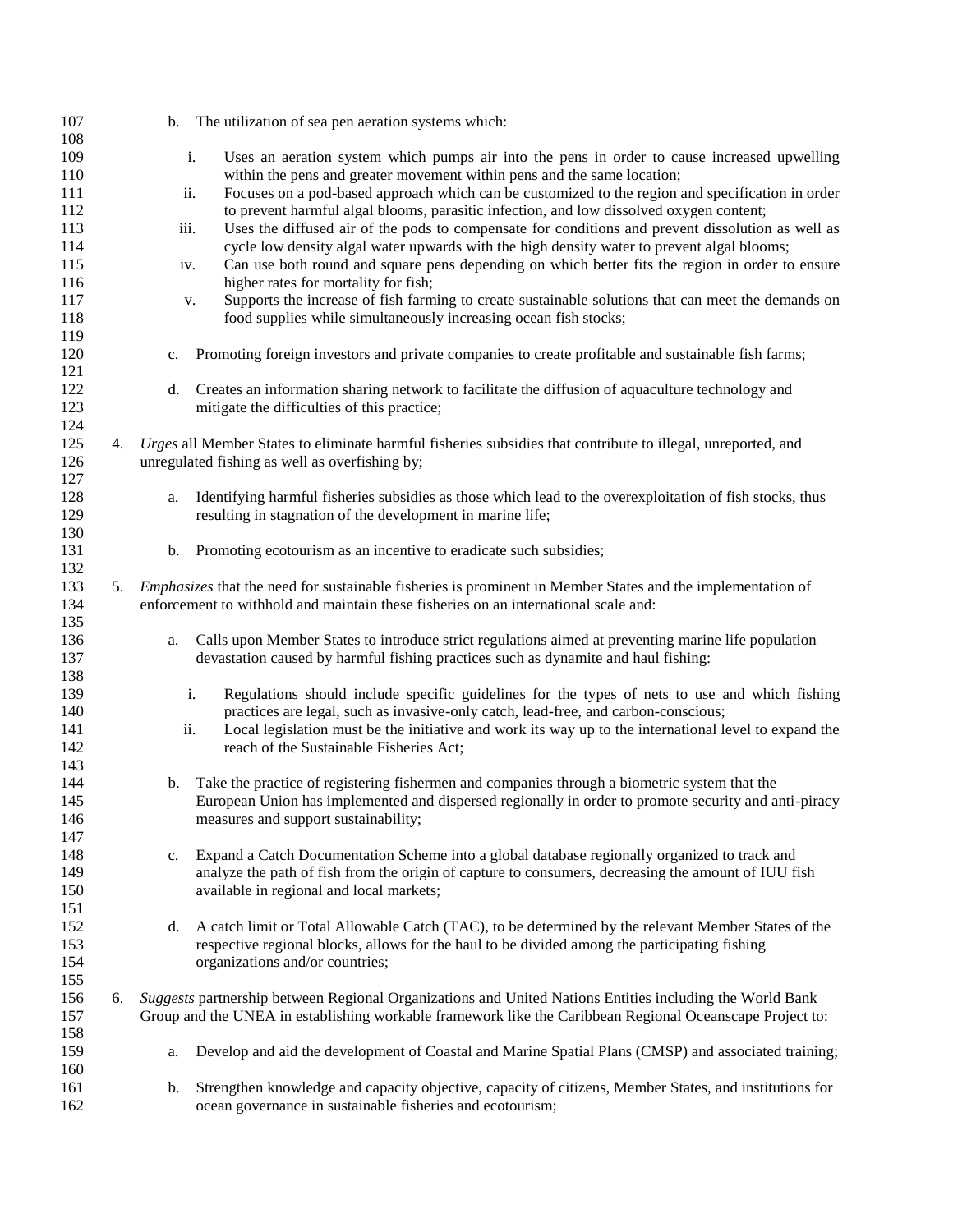b. The utilization of sea pen aeration systems which:

   i. Uses an aeration system which pumps air into the pens in order to cause increased upwelling within the pens and greater movement within pens and the same location;
   ii. Focuses on a pod-based approach which can be customized to the region and specification in order to prevent harmful algal blooms, parasitic infection, and low dissolved oxygen content;
   iii. Uses the diffused air of the pods to compensate for conditions and prevent dissolution as well as cycle low density algal water upwards with the high density water to prevent algal blooms;
   iv. Can use both round and square pens depending on which better fits the region in order to ensure higher rates for mortality for fish;
   v. Supports the increase of fish farming to create sustainable solutions that can meet the demands on food supplies while simultaneously increasing ocean fish stocks;

c. Promoting foreign investors and private companies to create profitable and sustainable fish farms;

d. Creates an information sharing network to facilitate the diffusion of aquaculture technology and mitigate the difficulties of this practice;

4. *Urges* all Member States to eliminate harmful fisheries subsidies that contribute to illegal, unreported, and unregulated fishing as well as overfishing by;

   a. Identifying harmful fisheries subsidies as those which lead to the overexploitation of fish stocks, thus resulting in stagnation of the development in marine life;

   b. Promoting ecotourism as an incentive to eradicate such subsidies;

5. *Emphasizes* that the need for sustainable fisheries is prominent in Member States and the implementation of enforcement to withhold and maintain these fisheries on an international scale and:

   a. Calls upon Member States to introduce strict regulations aimed at preventing marine life population devastation caused by harmful fishing practices such as dynamite and haul fishing:

      i. Regulations should include specific guidelines for the types of nets to use and which fishing practices are legal, such as invasive-only catch, lead-free, and carbon-conscious;
      ii. Local legislation must be the initiative and work its way up to the international level to expand the reach of the Sustainable Fisheries Act;

   b. Take the practice of registering fishermen and companies through a biometric system that the European Union has implemented and dispersed regionally in order to promote security and anti-piracy measures and support sustainability;

   c. Expand a Catch Documentation Scheme into a global database regionally organized to track and analyze the path of fish from the origin of capture to consumers, decreasing the amount of IUU fish available in regional and local markets;

   d. A catch limit or Total Allowable Catch (TAC), to be determined by the relevant Member States of the respective regional blocks, allows for the haul to be divided among the participating fishing organizations and/or countries;

6. *Suggests* partnership between Regional Organizations and United Nations Entities including the World Bank Group and the UNEA in establishing workable framework like the Caribbean Regional Oceanscape Project to:

   a. Develop and aid the development of Coastal and Marine Spatial Plans (CMSP) and associated training;

   b. Strengthen knowledge and capacity objective, capacity of citizens, Member States, and institutions for ocean governance in sustainable fisheries and ecotourism;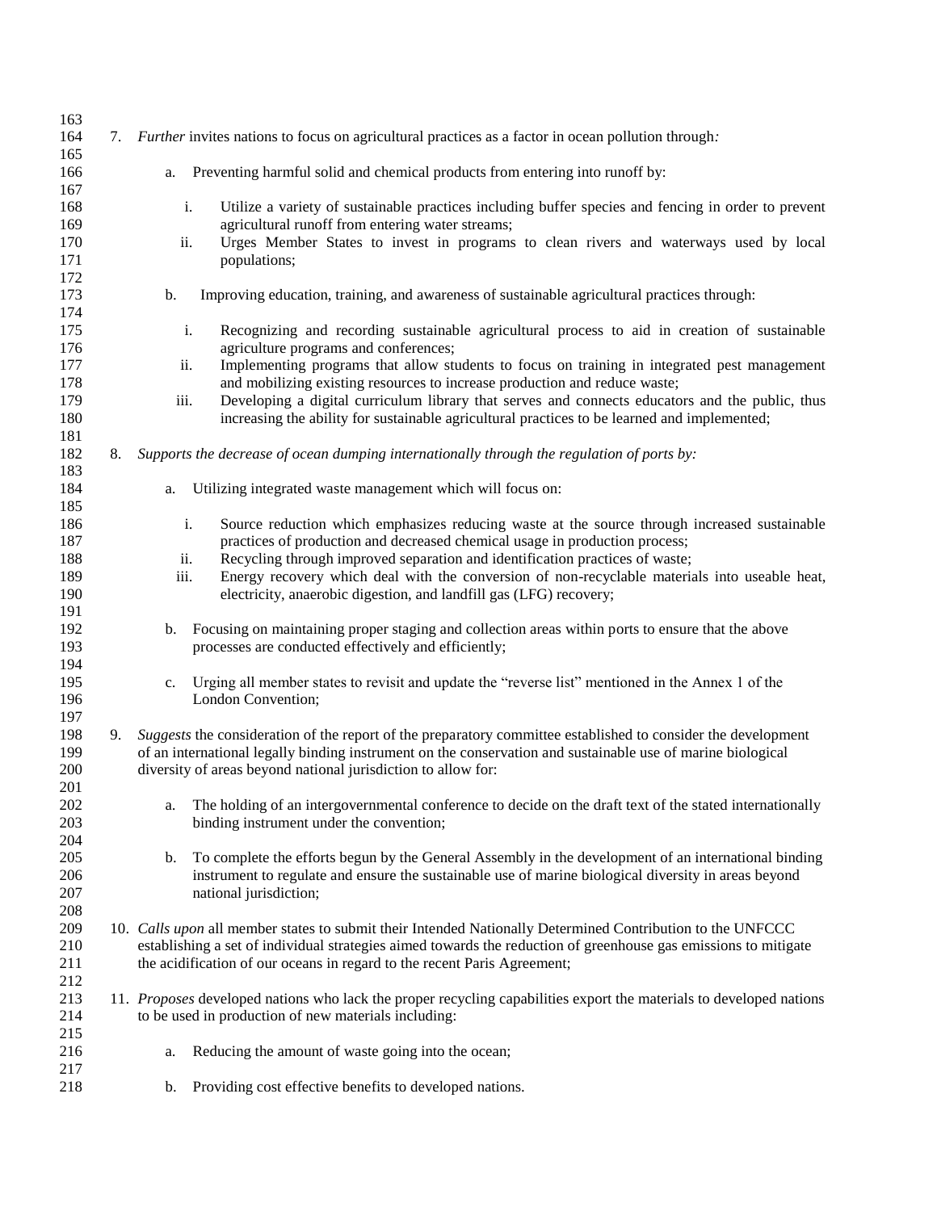7. *Further* invites nations to focus on agricultural practices as a factor in ocean pollution through*:*

   a. Preventing harmful solid and chemical products from entering into runoff by:

      i. Utilize a variety of sustainable practices including buffer species and fencing in order to prevent agricultural runoff from entering water streams;
      ii. Urges Member States to invest in programs to clean rivers and waterways used by local populations;

   b. Improving education, training, and awareness of sustainable agricultural practices through:

      i. Recognizing and recording sustainable agricultural process to aid in creation of sustainable agriculture programs and conferences;
      ii. Implementing programs that allow students to focus on training in integrated pest management and mobilizing existing resources to increase production and reduce waste;
      iii. Developing a digital curriculum library that serves and connects educators and the public, thus increasing the ability for sustainable agricultural practices to be learned and implemented;

8. *Supports the decrease of ocean dumping internationally through the regulation of ports by:*

   a. Utilizing integrated waste management which will focus on:

      i. Source reduction which emphasizes reducing waste at the source through increased sustainable practices of production and decreased chemical usage in production process;
      ii. Recycling through improved separation and identification practices of waste;
      iii. Energy recovery which deal with the conversion of non-recyclable materials into useable heat, electricity, anaerobic digestion, and landfill gas (LFG) recovery;

   b. Focusing on maintaining proper staging and collection areas within ports to ensure that the above processes are conducted effectively and efficiently;

   c. Urging all member states to revisit and update the "reverse list" mentioned in the Annex 1 of the London Convention;

9. *Suggests* the consideration of the report of the preparatory committee established to consider the development of an international legally binding instrument on the conservation and sustainable use of marine biological diversity of areas beyond national jurisdiction to allow for:

   a. The holding of an intergovernmental conference to decide on the draft text of the stated internationally binding instrument under the convention;

   b. To complete the efforts begun by the General Assembly in the development of an international binding instrument to regulate and ensure the sustainable use of marine biological diversity in areas beyond national jurisdiction;

10. *Calls upon* all member states to submit their Intended Nationally Determined Contribution to the UNFCCC establishing a set of individual strategies aimed towards the reduction of greenhouse gas emissions to mitigate the acidification of our oceans in regard to the recent Paris Agreement;

11. *Proposes* developed nations who lack the proper recycling capabilities export the materials to developed nations to be used in production of new materials including:

    a. Reducing the amount of waste going into the ocean;

    b. Providing cost effective benefits to developed nations.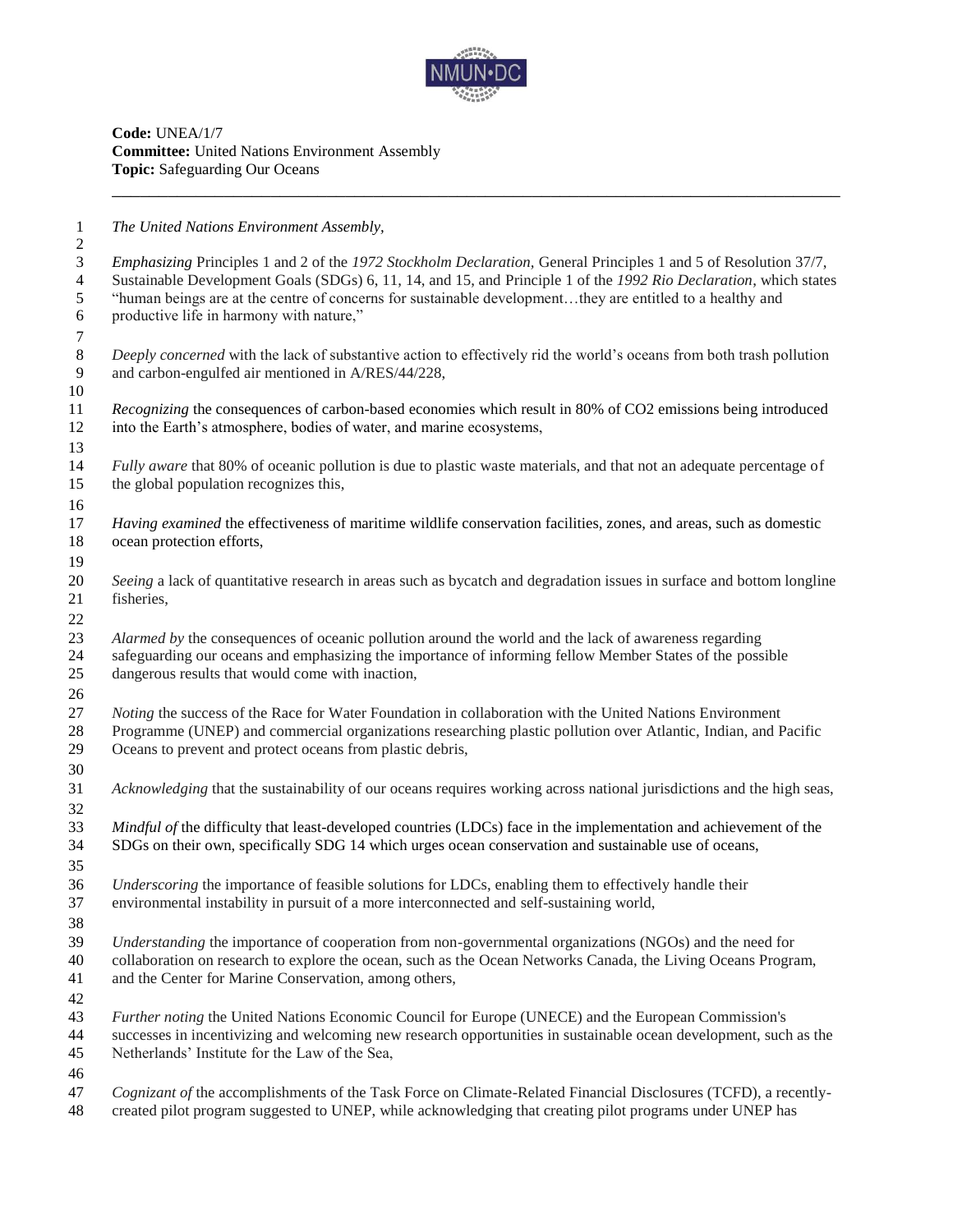**Code:** UNEA/1/7
**Committee:** United Nations Environment Assembly
**Topic:** Safeguarding Our Oceans

---

*The United Nations Environment Assembly,*

*Emphasizing* Principles 1 and 2 of the *1972 Stockholm Declaration,* General Principles 1 and 5 of Resolution 37/7, Sustainable Development Goals (SDGs) 6, 11, 14, and 15, and Principle 1 of the *1992 Rio Declaration*, which states "human beings are at the centre of concerns for sustainable development…they are entitled to a healthy and productive life in harmony with nature,"

*Deeply concerned* with the lack of substantive action to effectively rid the world's oceans from both trash pollution and carbon-engulfed air mentioned in A/RES/44/228,

*Recognizing* the consequences of carbon-based economies which result in 80% of $CO_2$ emissions being introduced into the Earth's atmosphere, bodies of water, and marine ecosystems,

*Fully aware* that 80% of oceanic pollution is due to plastic waste materials, and that not an adequate percentage of the global population recognizes this,

*Having examined* the effectiveness of maritime wildlife conservation facilities, zones, and areas, such as domestic ocean protection efforts,

*Seeing* a lack of quantitative research in areas such as bycatch and degradation issues in surface and bottom longline fisheries,

*Alarmed by* the consequences of oceanic pollution around the world and the lack of awareness regarding safeguarding our oceans and emphasizing the importance of informing fellow Member States of the possible dangerous results that would come with inaction,

*Noting* the success of the Race for Water Foundation in collaboration with the United Nations Environment Programme (UNEP) and commercial organizations researching plastic pollution over Atlantic, Indian, and Pacific Oceans to prevent and protect oceans from plastic debris,

*Acknowledging* that the sustainability of our oceans requires working across national jurisdictions and the high seas,

*Mindful of* the difficulty that least-developed countries (LDCs) face in the implementation and achievement of the SDGs on their own, specifically SDG 14 which urges ocean conservation and sustainable use of oceans,

*Underscoring* the importance of feasible solutions for LDCs, enabling them to effectively handle their environmental instability in pursuit of a more interconnected and self-sustaining world,

*Understanding* the importance of cooperation from non-governmental organizations (NGOs) and the need for collaboration on research to explore the ocean, such as the Ocean Networks Canada, the Living Oceans Program, and the Center for Marine Conservation, among others,

*Further noting* the United Nations Economic Council for Europe (UNECE) and the European Commission's successes in incentivizing and welcoming new research opportunities in sustainable ocean development, such as the Netherlands' Institute for the Law of the Sea,

*Cognizant of* the accomplishments of the Task Force on Climate-Related Financial Disclosures (TCFD), a recently-created pilot program suggested to UNEP, while acknowledging that creating pilot programs under UNEP has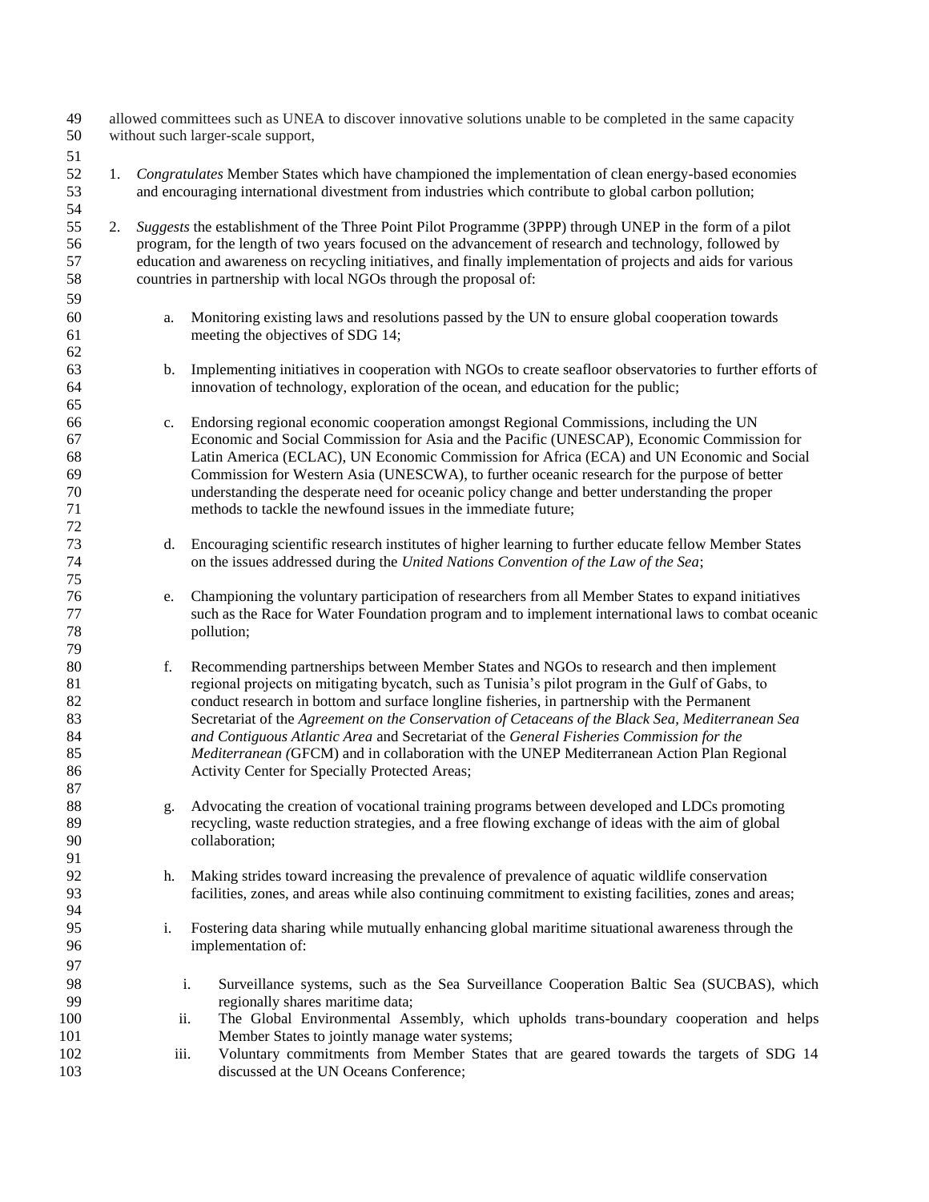allowed committees such as UNEA to discover innovative solutions unable to be completed in the same capacity without such larger-scale support,

1. *Congratulates* Member States which have championed the implementation of clean energy-based economies and encouraging international divestment from industries which contribute to global carbon pollution;

2. *Suggests* the establishment of the Three Point Pilot Programme (3PPP) through UNEP in the form of a pilot program, for the length of two years focused on the advancement of research and technology, followed by education and awareness on recycling initiatives, and finally implementation of projects and aids for various countries in partnership with local NGOs through the proposal of:

    a. Monitoring existing laws and resolutions passed by the UN to ensure global cooperation towards meeting the objectives of SDG 14;

    b. Implementing initiatives in cooperation with NGOs to create seafloor observatories to further efforts of innovation of technology, exploration of the ocean, and education for the public;

    c. Endorsing regional economic cooperation amongst Regional Commissions, including the UN Economic and Social Commission for Asia and the Pacific (UNESCAP), Economic Commission for Latin America (ECLAC), UN Economic Commission for Africa (ECA) and UN Economic and Social Commission for Western Asia (UNESCWA), to further oceanic research for the purpose of better understanding the desperate need for oceanic policy change and better understanding the proper methods to tackle the newfound issues in the immediate future;

    d. Encouraging scientific research institutes of higher learning to further educate fellow Member States on the issues addressed during the *United Nations Convention of the Law of the Sea*;

    e. Championing the voluntary participation of researchers from all Member States to expand initiatives such as the Race for Water Foundation program and to implement international laws to combat oceanic pollution;

    f. Recommending partnerships between Member States and NGOs to research and then implement regional projects on mitigating bycatch, such as Tunisia's pilot program in the Gulf of Gabs, to conduct research in bottom and surface longline fisheries, in partnership with the Permanent Secretariat of the *Agreement on the Conservation of Cetaceans of the Black Sea, Mediterranean Sea and Contiguous Atlantic Area* and Secretariat of the *General Fisheries Commission for the Mediterranean (*GFCM) and in collaboration with the UNEP Mediterranean Action Plan Regional Activity Center for Specially Protected Areas;

    g. Advocating the creation of vocational training programs between developed and LDCs promoting recycling, waste reduction strategies, and a free flowing exchange of ideas with the aim of global collaboration;

    h. Making strides toward increasing the prevalence of prevalence of aquatic wildlife conservation facilities, zones, and areas while also continuing commitment to existing facilities, zones and areas;

    i. Fostering data sharing while mutually enhancing global maritime situational awareness through the implementation of:

        i. Surveillance systems, such as the Sea Surveillance Cooperation Baltic Sea (SUCBAS), which regionally shares maritime data;
        ii. The Global Environmental Assembly, which upholds trans-boundary cooperation and helps Member States to jointly manage water systems;
        iii. Voluntary commitments from Member States that are geared towards the targets of SDG 14 discussed at the UN Oceans Conference;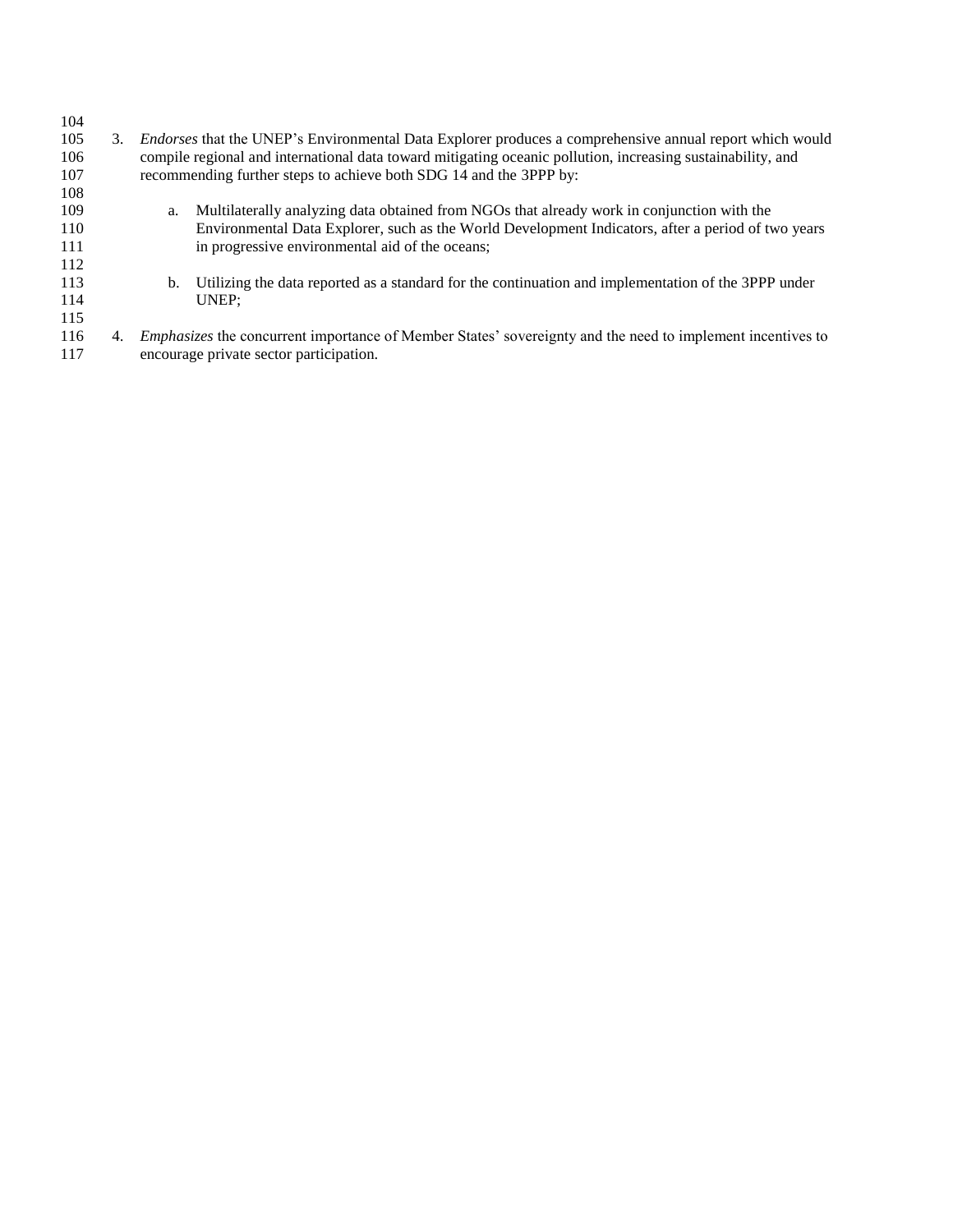3. *Endorses* that the UNEP's Environmental Data Explorer produces a comprehensive annual report which would compile regional and international data toward mitigating oceanic pollution, increasing sustainability, and recommending further steps to achieve both SDG 14 and the 3PPP by:

    a. Multilaterally analyzing data obtained from NGOs that already work in conjunction with the Environmental Data Explorer, such as the World Development Indicators, after a period of two years in progressive environmental aid of the oceans;

    b. Utilizing the data reported as a standard for the continuation and implementation of the 3PPP under UNEP;

4. *Emphasizes* the concurrent importance of Member States' sovereignty and the need to implement incentives to encourage private sector participation.